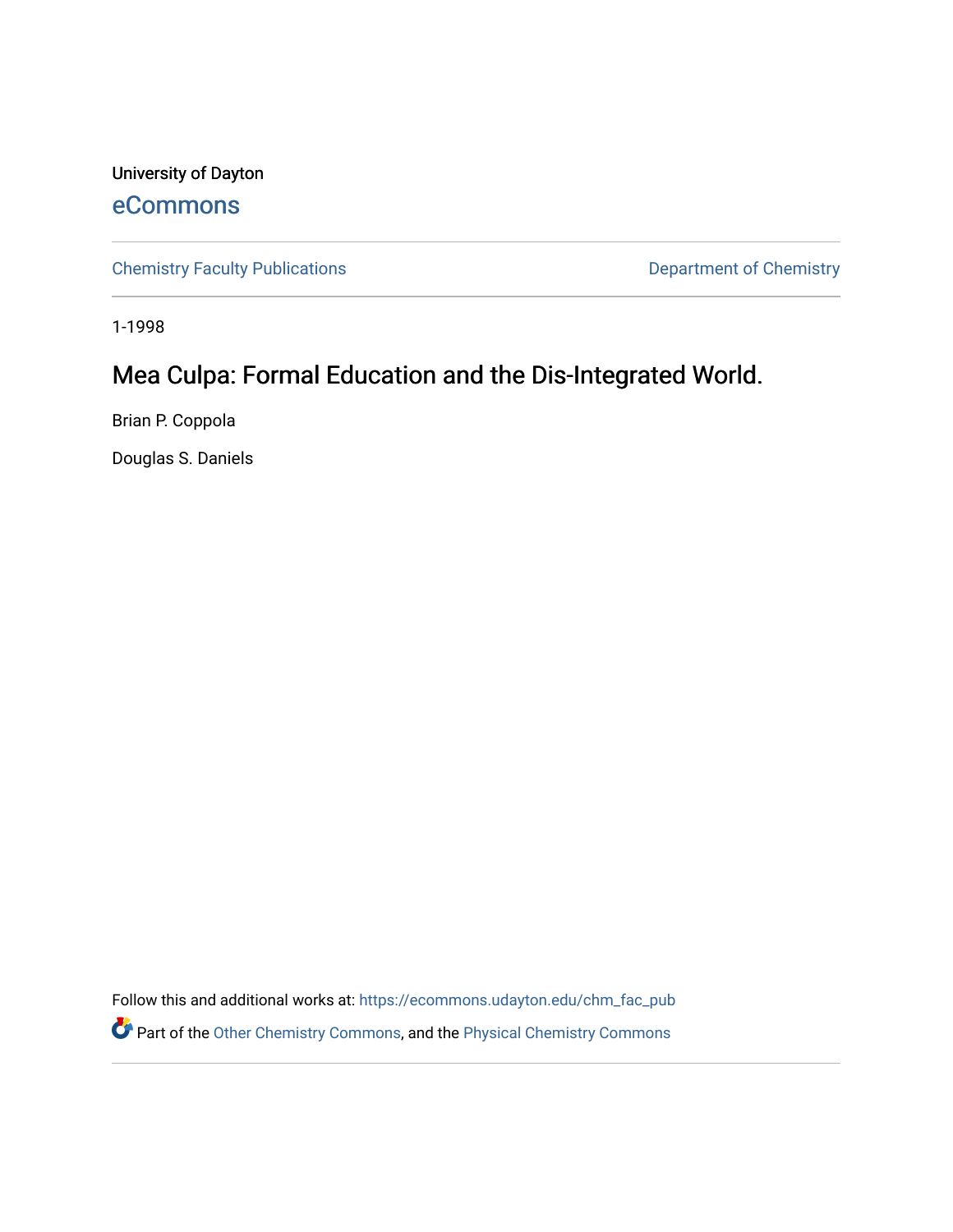University of Dayton

## eCommons

Chemistry Faculty Publications

Department of Chemistry

1-1998

# Mea Culpa: Formal Education and the Dis-Integrated World.

Brian P. Coppola

Douglas S. Daniels

Follow this and additional works at: https://ecommons.udayton.edu/chm_fac_pub

Part of the Other Chemistry Commons, and the Physical Chemistry Commons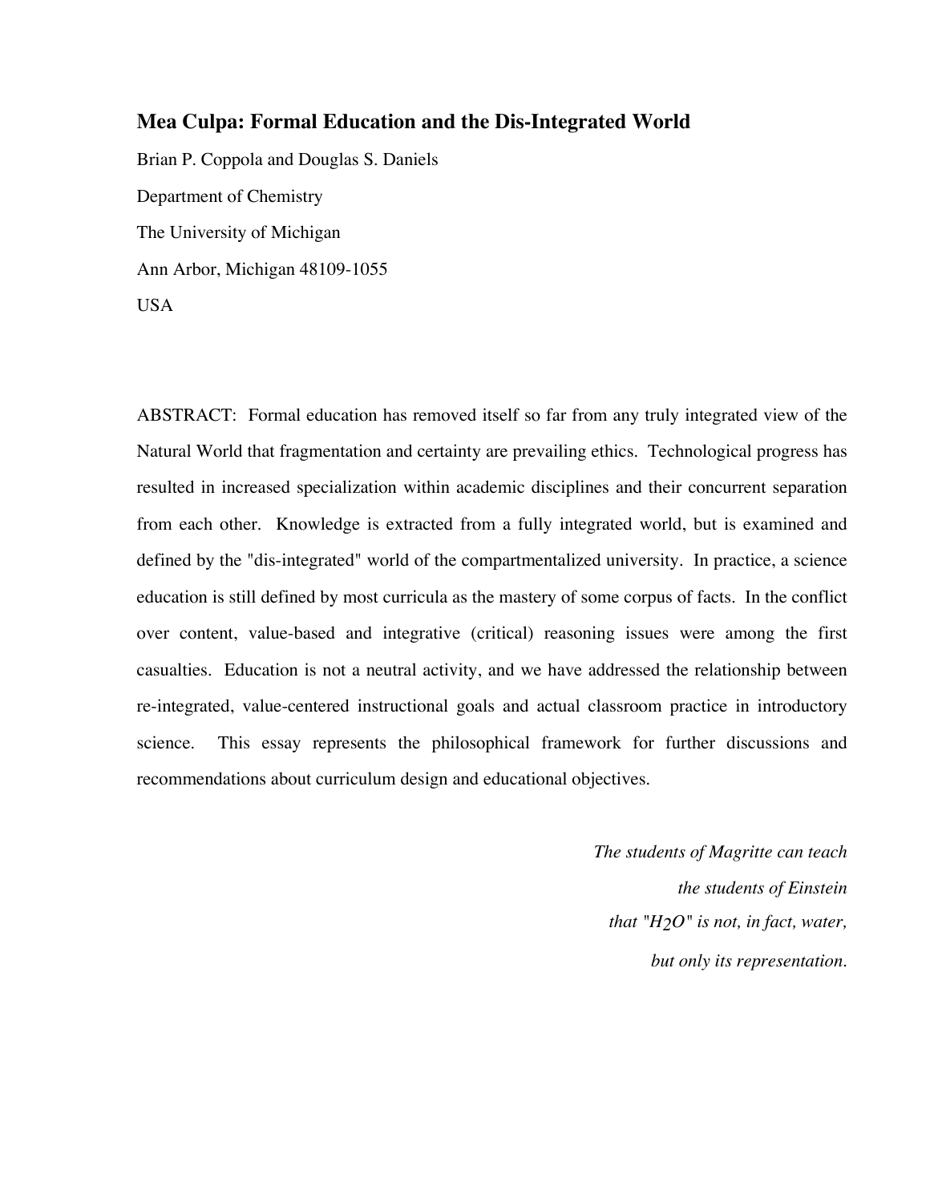# Mea Culpa: Formal Education and the Dis-Integrated World

Brian P. Coppola and Douglas S. Daniels

Department of Chemistry

The University of Michigan

Ann Arbor, Michigan 48109-1055

USA

ABSTRACT: Formal education has removed itself so far from any truly integrated view of the Natural World that fragmentation and certainty are prevailing ethics. Technological progress has resulted in increased specialization within academic disciplines and their concurrent separation from each other. Knowledge is extracted from a fully integrated world, but is examined and defined by the "dis-integrated" world of the compartmentalized university. In practice, a science education is still defined by most curricula as the mastery of some corpus of facts. In the conflict over content, value-based and integrative (critical) reasoning issues were among the first casualties. Education is not a neutral activity, and we have addressed the relationship between re-integrated, value-centered instructional goals and actual classroom practice in introductory science. This essay represents the philosophical framework for further discussions and recommendations about curriculum design and educational objectives.

*The students of Magritte can teach*
*the students of Einstein*
*that "$H_2O$" is not, in fact, water,*
*but only its representation.*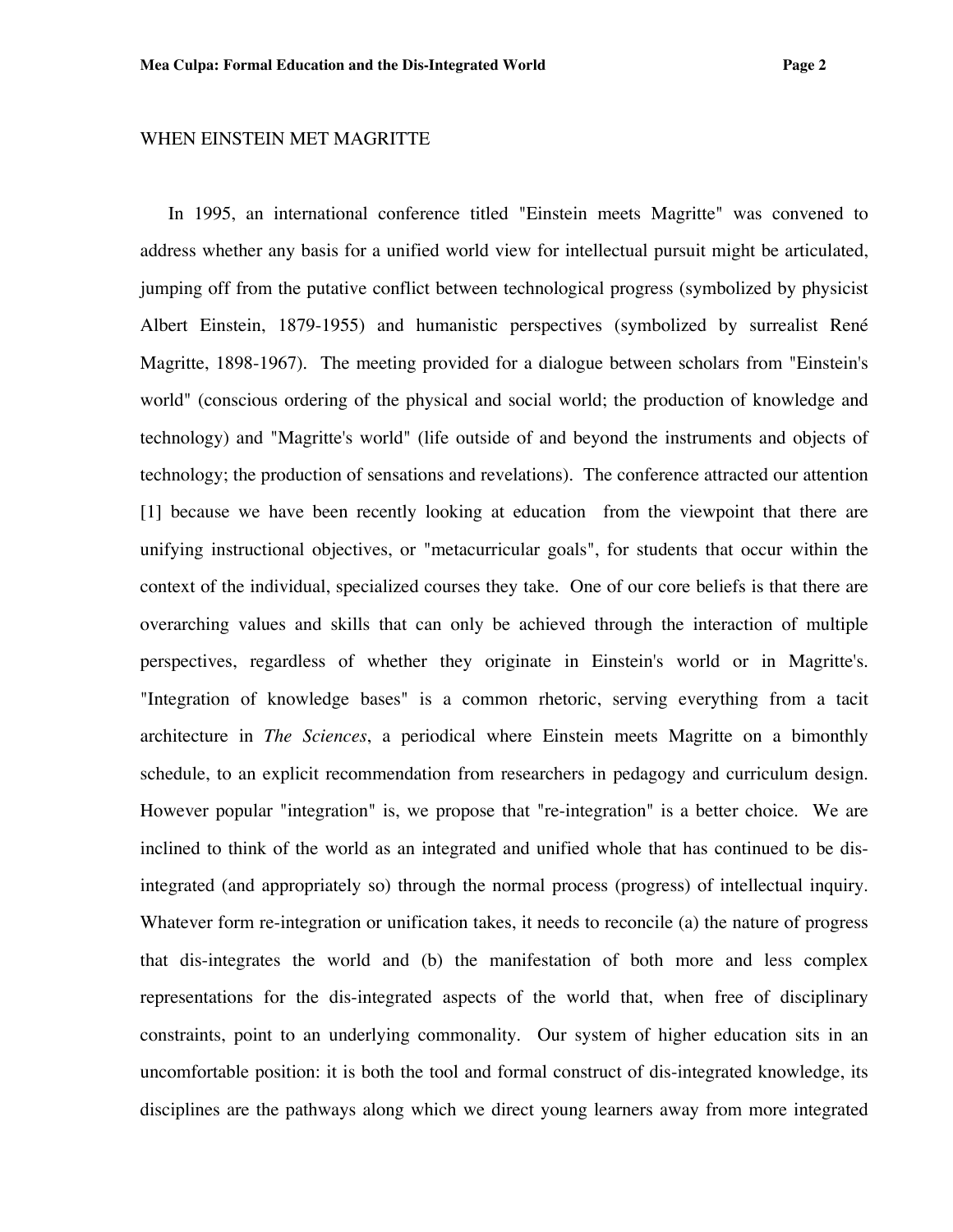## WHEN EINSTEIN MET MAGRITTE

In 1995, an international conference titled "Einstein meets Magritte" was convened to address whether any basis for a unified world view for intellectual pursuit might be articulated, jumping off from the putative conflict between technological progress (symbolized by physicist Albert Einstein, 1879-1955) and humanistic perspectives (symbolized by surrealist René Magritte, 1898-1967). The meeting provided for a dialogue between scholars from "Einstein's world" (conscious ordering of the physical and social world; the production of knowledge and technology) and "Magritte's world" (life outside of and beyond the instruments and objects of technology; the production of sensations and revelations). The conference attracted our attention [1] because we have been recently looking at education from the viewpoint that there are unifying instructional objectives, or "metacurricular goals", for students that occur within the context of the individual, specialized courses they take. One of our core beliefs is that there are overarching values and skills that can only be achieved through the interaction of multiple perspectives, regardless of whether they originate in Einstein's world or in Magritte's. "Integration of knowledge bases" is a common rhetoric, serving everything from a tacit architecture in *The Sciences*, a periodical where Einstein meets Magritte on a bimonthly schedule, to an explicit recommendation from researchers in pedagogy and curriculum design. However popular "integration" is, we propose that "re-integration" is a better choice. We are inclined to think of the world as an integrated and unified whole that has continued to be dis-integrated (and appropriately so) through the normal process (progress) of intellectual inquiry. Whatever form re-integration or unification takes, it needs to reconcile (a) the nature of progress that dis-integrates the world and (b) the manifestation of both more and less complex representations for the dis-integrated aspects of the world that, when free of disciplinary constraints, point to an underlying commonality. Our system of higher education sits in an uncomfortable position: it is both the tool and formal construct of dis-integrated knowledge, its disciplines are the pathways along which we direct young learners away from more integrated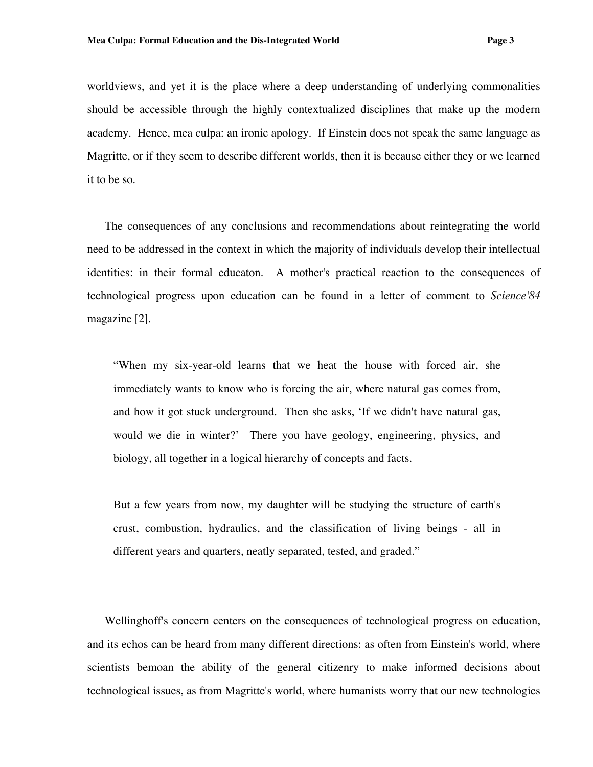worldviews, and yet it is the place where a deep understanding of underlying commonalities should be accessible through the highly contextualized disciplines that make up the modern academy. Hence, mea culpa: an ironic apology. If Einstein does not speak the same language as Magritte, or if they seem to describe different worlds, then it is because either they or we learned it to be so.

The consequences of any conclusions and recommendations about reintegrating the world need to be addressed in the context in which the majority of individuals develop their intellectual identities: in their formal educaton. A mother's practical reaction to the consequences of technological progress upon education can be found in a letter of comment to *Science'84* magazine [2].

> “When my six-year-old learns that we heat the house with forced air, she immediately wants to know who is forcing the air, where natural gas comes from, and how it got stuck underground. Then she asks, ‘If we didn't have natural gas, would we die in winter?’ There you have geology, engineering, physics, and biology, all together in a logical hierarchy of concepts and facts.
>
> But a few years from now, my daughter will be studying the structure of earth's crust, combustion, hydraulics, and the classification of living beings - all in different years and quarters, neatly separated, tested, and graded.”

Wellinghoff's concern centers on the consequences of technological progress on education, and its echos can be heard from many different directions: as often from Einstein's world, where scientists bemoan the ability of the general citizenry to make informed decisions about technological issues, as from Magritte's world, where humanists worry that our new technologies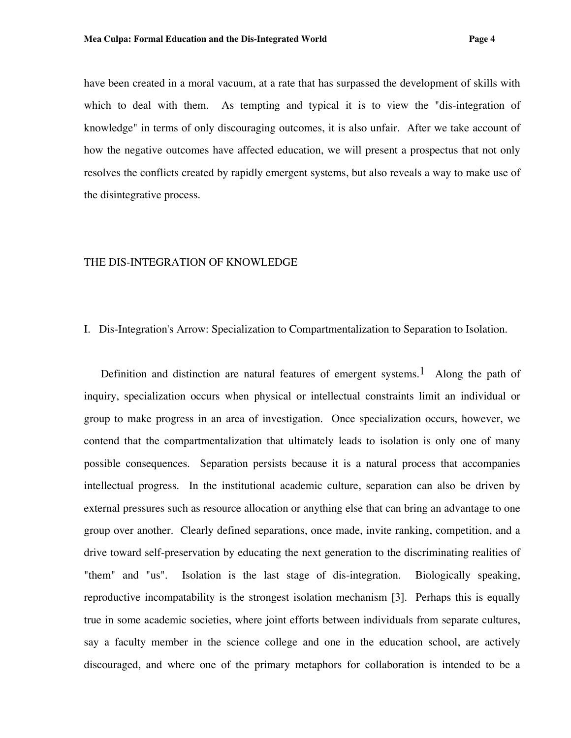have been created in a moral vacuum, at a rate that has surpassed the development of skills with which to deal with them. As tempting and typical it is to view the "dis-integration of knowledge" in terms of only discouraging outcomes, it is also unfair. After we take account of how the negative outcomes have affected education, we will present a prospectus that not only resolves the conflicts created by rapidly emergent systems, but also reveals a way to make use of the disintegrative process.

## THE DIS-INTEGRATION OF KNOWLEDGE

### I. Dis-Integration's Arrow: Specialization to Compartmentalization to Separation to Isolation.

Definition and distinction are natural features of emergent systems.[1] Along the path of inquiry, specialization occurs when physical or intellectual constraints limit an individual or group to make progress in an area of investigation. Once specialization occurs, however, we contend that the compartmentalization that ultimately leads to isolation is only one of many possible consequences. Separation persists because it is a natural process that accompanies intellectual progress. In the institutional academic culture, separation can also be driven by external pressures such as resource allocation or anything else that can bring an advantage to one group over another. Clearly defined separations, once made, invite ranking, competition, and a drive toward self-preservation by educating the next generation to the discriminating realities of "them" and "us". Isolation is the last stage of dis-integration. Biologically speaking, reproductive incompatability is the strongest isolation mechanism [3]. Perhaps this is equally true in some academic societies, where joint efforts between individuals from separate cultures, say a faculty member in the science college and one in the education school, are actively discouraged, and where one of the primary metaphors for collaboration is intended to be a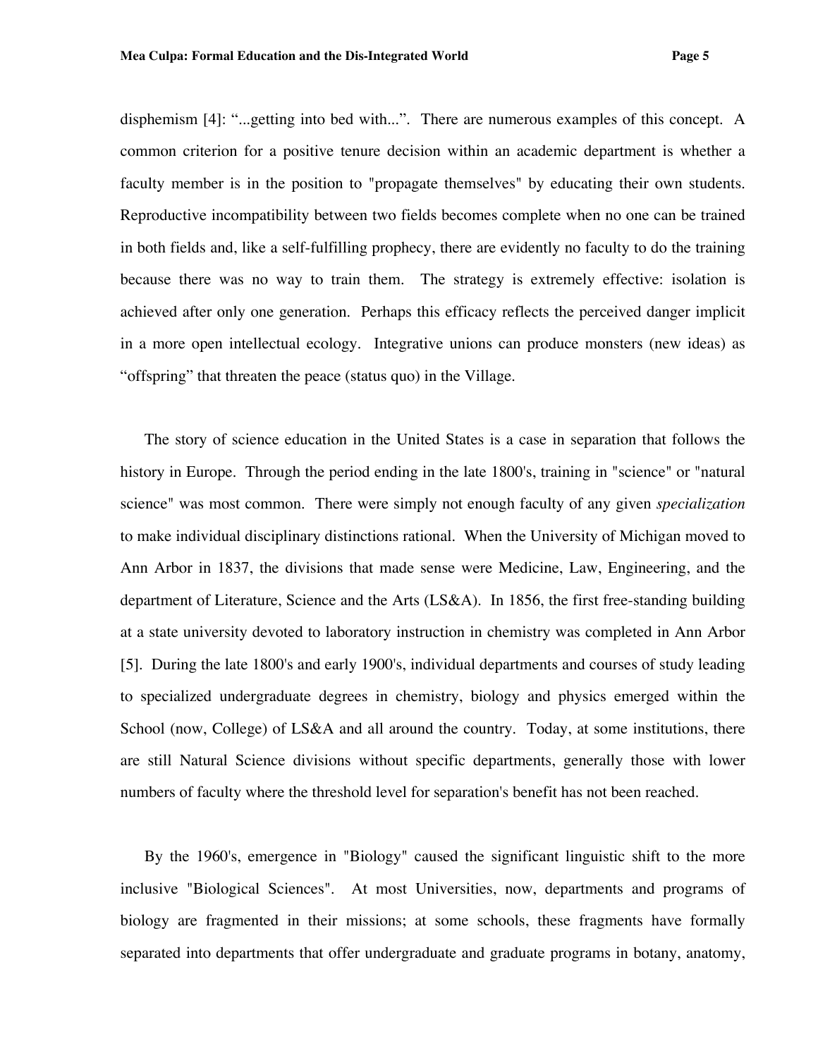disphemism [4]: "...getting into bed with...". There are numerous examples of this concept. A common criterion for a positive tenure decision within an academic department is whether a faculty member is in the position to "propagate themselves" by educating their own students. Reproductive incompatibility between two fields becomes complete when no one can be trained in both fields and, like a self-fulfilling prophecy, there are evidently no faculty to do the training because there was no way to train them. The strategy is extremely effective: isolation is achieved after only one generation. Perhaps this efficacy reflects the perceived danger implicit in a more open intellectual ecology. Integrative unions can produce monsters (new ideas) as "offspring" that threaten the peace (status quo) in the Village.

The story of science education in the United States is a case in separation that follows the history in Europe. Through the period ending in the late 1800's, training in "science" or "natural science" was most common. There were simply not enough faculty of any given *specialization* to make individual disciplinary distinctions rational. When the University of Michigan moved to Ann Arbor in 1837, the divisions that made sense were Medicine, Law, Engineering, and the department of Literature, Science and the Arts (LS&A). In 1856, the first free-standing building at a state university devoted to laboratory instruction in chemistry was completed in Ann Arbor [5]. During the late 1800's and early 1900's, individual departments and courses of study leading to specialized undergraduate degrees in chemistry, biology and physics emerged within the School (now, College) of LS&A and all around the country. Today, at some institutions, there are still Natural Science divisions without specific departments, generally those with lower numbers of faculty where the threshold level for separation's benefit has not been reached.

By the 1960's, emergence in "Biology" caused the significant linguistic shift to the more inclusive "Biological Sciences". At most Universities, now, departments and programs of biology are fragmented in their missions; at some schools, these fragments have formally separated into departments that offer undergraduate and graduate programs in botany, anatomy,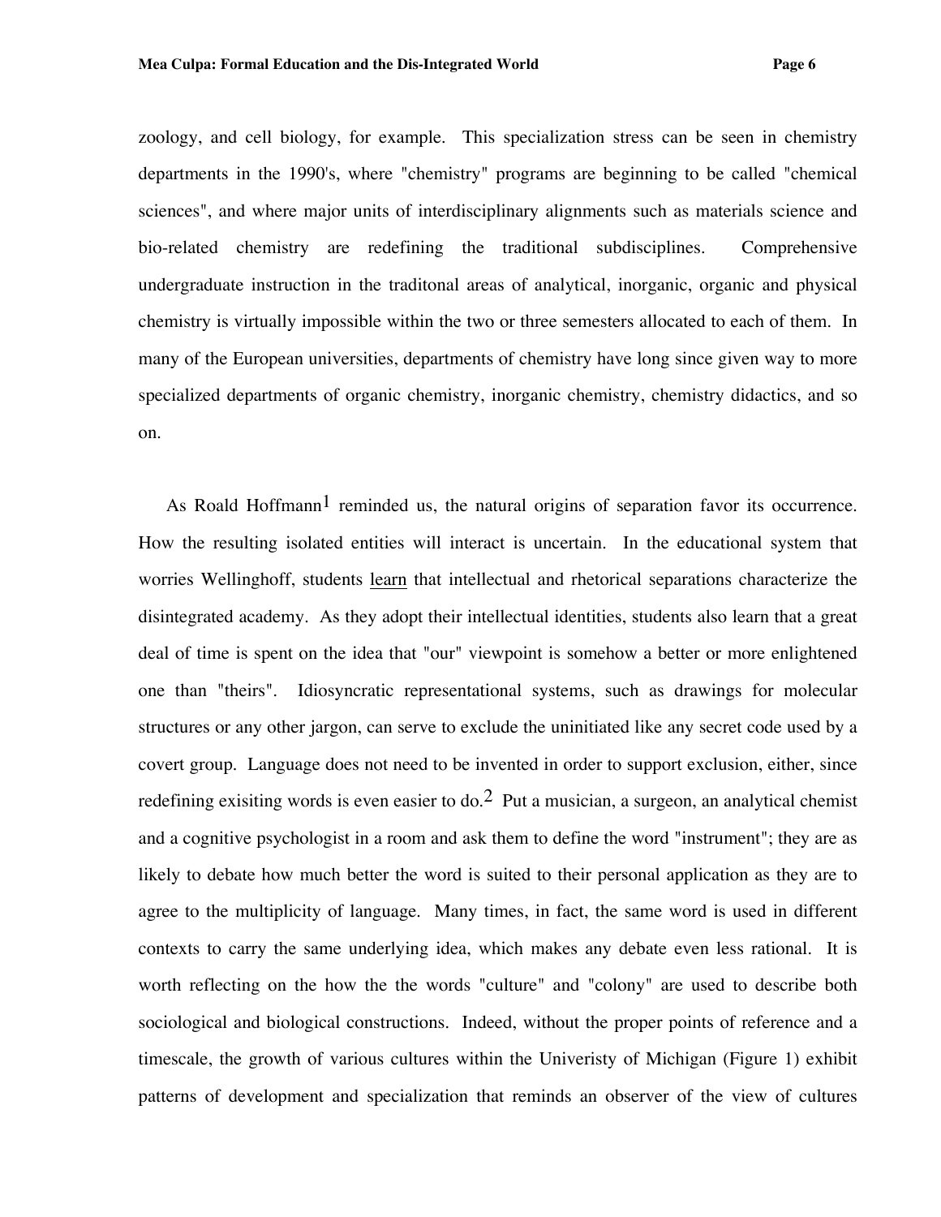zoology, and cell biology, for example. This specialization stress can be seen in chemistry departments in the 1990's, where "chemistry" programs are beginning to be called "chemical sciences", and where major units of interdisciplinary alignments such as materials science and bio-related chemistry are redefining the traditional subdisciplines. Comprehensive undergraduate instruction in the traditonal areas of analytical, inorganic, organic and physical chemistry is virtually impossible within the two or three semesters allocated to each of them. In many of the European universities, departments of chemistry have long since given way to more specialized departments of organic chemistry, inorganic chemistry, chemistry didactics, and so on.

As Roald Hoffmann[1] reminded us, the natural origins of separation favor its occurrence. How the resulting isolated entities will interact is uncertain. In the educational system that worries Wellinghoff, students <u>learn</u> that intellectual and rhetorical separations characterize the disintegrated academy. As they adopt their intellectual identities, students also learn that a great deal of time is spent on the idea that "our" viewpoint is somehow a better or more enlightened one than "theirs". Idiosyncratic representational systems, such as drawings for molecular structures or any other jargon, can serve to exclude the uninitiated like any secret code used by a covert group. Language does not need to be invented in order to support exclusion, either, since redefining exisiting words is even easier to do.[2] Put a musician, a surgeon, an analytical chemist and a cognitive psychologist in a room and ask them to define the word "instrument"; they are as likely to debate how much better the word is suited to their personal application as they are to agree to the multiplicity of language. Many times, in fact, the same word is used in different contexts to carry the same underlying idea, which makes any debate even less rational. It is worth reflecting on the how the the words "culture" and "colony" are used to describe both sociological and biological constructions. Indeed, without the proper points of reference and a timescale, the growth of various cultures within the Univeristy of Michigan (Figure 1) exhibit patterns of development and specialization that reminds an observer of the view of cultures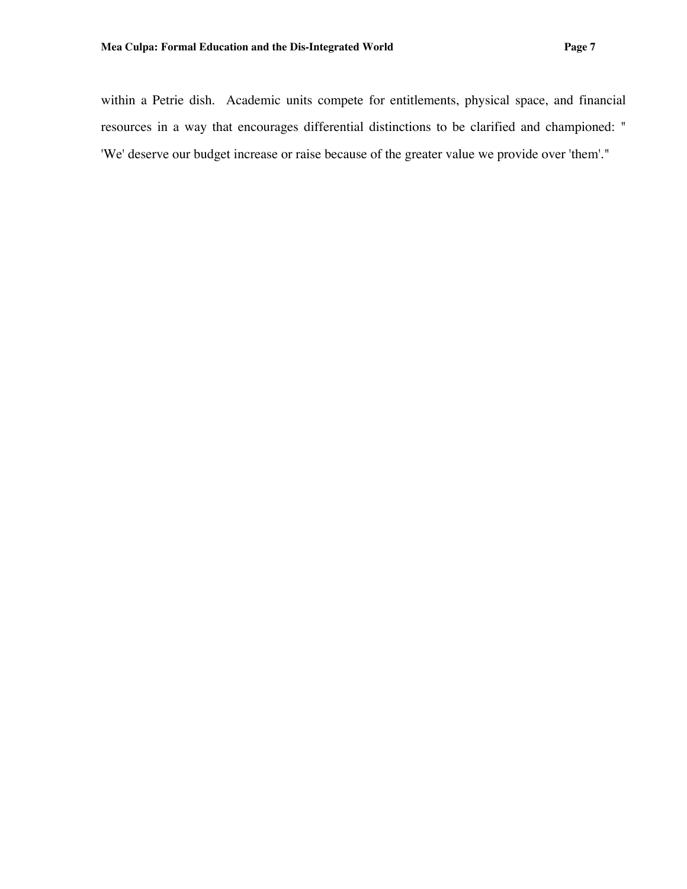within a Petrie dish. Academic units compete for entitlements, physical space, and financial resources in a way that encourages differential distinctions to be clarified and championed: " 'We' deserve our budget increase or raise because of the greater value we provide over 'them'."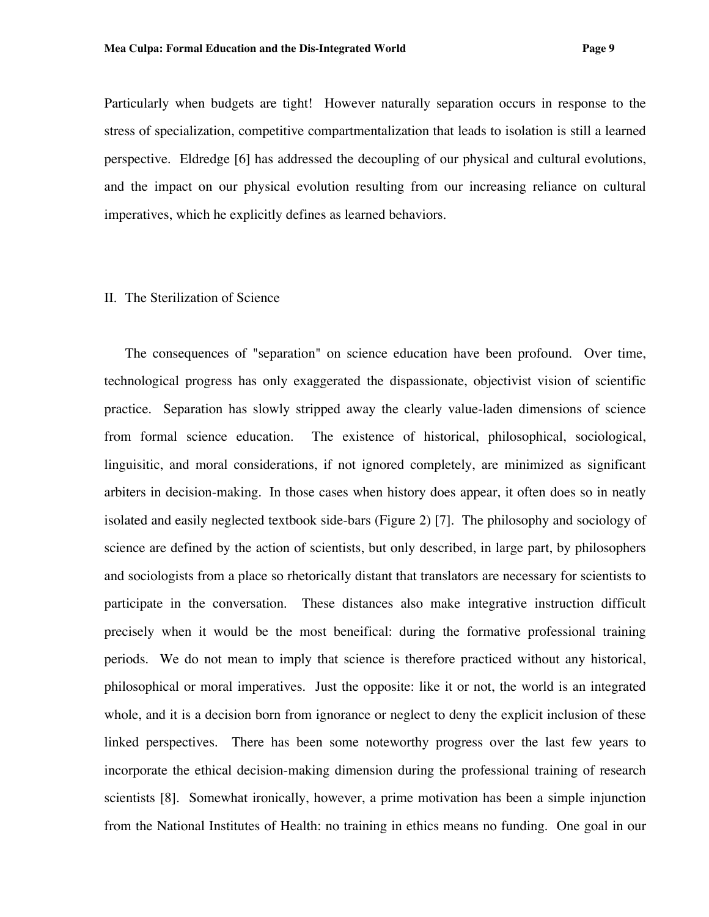Particularly when budgets are tight! However naturally separation occurs in response to the stress of specialization, competitive compartmentalization that leads to isolation is still a learned perspective. Eldredge [6] has addressed the decoupling of our physical and cultural evolutions, and the impact on our physical evolution resulting from our increasing reliance on cultural imperatives, which he explicitly defines as learned behaviors.

## II. The Sterilization of Science

The consequences of "separation" on science education have been profound. Over time, technological progress has only exaggerated the dispassionate, objectivist vision of scientific practice. Separation has slowly stripped away the clearly value-laden dimensions of science from formal science education. The existence of historical, philosophical, sociological, linguisitic, and moral considerations, if not ignored completely, are minimized as significant arbiters in decision-making. In those cases when history does appear, it often does so in neatly isolated and easily neglected textbook side-bars (Figure 2) [7]. The philosophy and sociology of science are defined by the action of scientists, but only described, in large part, by philosophers and sociologists from a place so rhetorically distant that translators are necessary for scientists to participate in the conversation. These distances also make integrative instruction difficult precisely when it would be the most beneificial: during the formative professional training periods. We do not mean to imply that science is therefore practiced without any historical, philosophical or moral imperatives. Just the opposite: like it or not, the world is an integrated whole, and it is a decision born from ignorance or neglect to deny the explicit inclusion of these linked perspectives. There has been some noteworthy progress over the last few years to incorporate the ethical decision-making dimension during the professional training of research scientists [8]. Somewhat ironically, however, a prime motivation has been a simple injunction from the National Institutes of Health: no training in ethics means no funding. One goal in our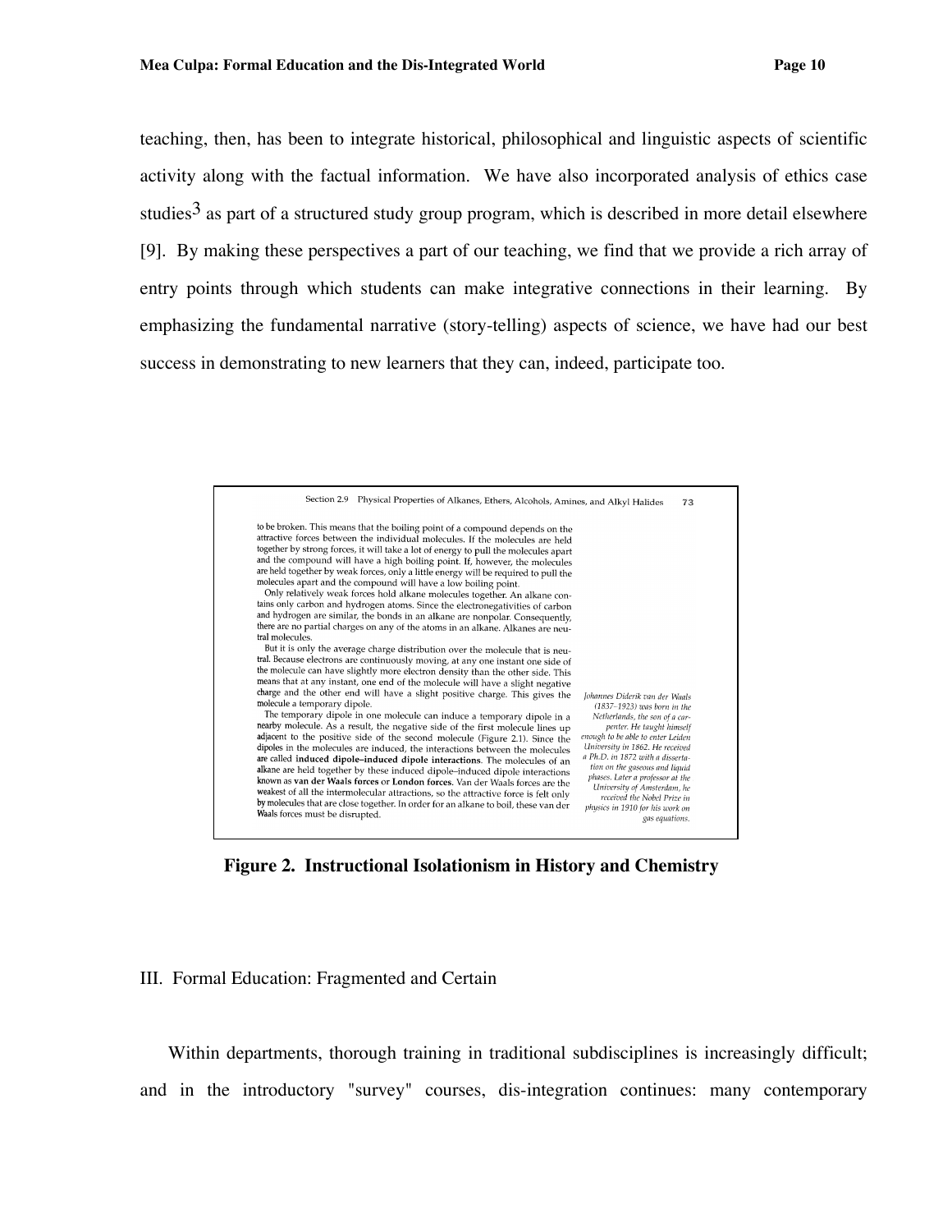teaching, then, has been to integrate historical, philosophical and linguistic aspects of scientific activity along with the factual information. We have also incorporated analysis of ethics case studies[3] as part of a structured study group program, which is described in more detail elsewhere [9]. By making these perspectives a part of our teaching, we find that we provide a rich array of entry points through which students can make integrative connections in their learning. By emphasizing the fundamental narrative (story-telling) aspects of science, we have had our best success in demonstrating to new learners that they can, indeed, participate too.

> Section 2.9 Physical Properties of Alkanes, Ethers, Alcohols, Amines, and Alkyl Halides 73
>
> to be broken. This means that the boiling point of a compound depends on the attractive forces between the individual molecules. If the molecules are held together by strong forces, it will take a lot of energy to pull the molecules apart and the compound will have a high boiling point. If, however, the molecules are held together by weak forces, only a little energy will be required to pull the molecules apart and the compound will have a low boiling point.
>
> Only relatively weak forces hold alkane molecules together. An alkane contains only carbon and hydrogen atoms. Since the electronegativities of carbon and hydrogen are similar, the bonds in an alkane are nonpolar. Consequently, there are no partial charges on any of the atoms in an alkane. Alkanes are neutral molecules.
>
> But it is only the average charge distribution over the molecule that is neutral. Because electrons are continuously moving, at any one instant one side of the molecule can have slightly more electron density than the other side. This means that at any instant, one end of the molecule will have a slight negative charge and the other end will have a slight positive charge. This gives the molecule a temporary dipole.
>
> The temporary dipole in one molecule can induce a temporary dipole in a nearby molecule. As a result, the negative side of the first molecule lines up adjacent to the positive side of the second molecule (Figure 2.1). Since the dipoles in the molecules are induced, the interactions between the molecules are called **induced dipole–induced dipole interactions**. The molecules of an alkane are held together by these induced dipole–induced dipole interactions known as **van der Waals forces** or **London forces**. Van der Waals forces are the weakest of all the intermolecular attractions, so the attractive force is felt only by molecules that are close together. In order for an alkane to boil, these van der Waals forces must be disrupted.
>
> *Johannes Diderik van der Waals (1837–1923) was born in the Netherlands, the son of a carpenter. He taught himself enough to be able to enter Leiden University in 1862. He received a Ph.D. in 1872 with a dissertation on the gaseous and liquid phases. Later a professor at the University of Amsterdam, he received the Nobel Prize in physics in 1910 for his work on gas equations.*

**Figure 2. Instructional Isolationism in History and Chemistry**

III. Formal Education: Fragmented and Certain

Within departments, thorough training in traditional subdisciplines is increasingly difficult; and in the introductory "survey" courses, dis-integration continues: many contemporary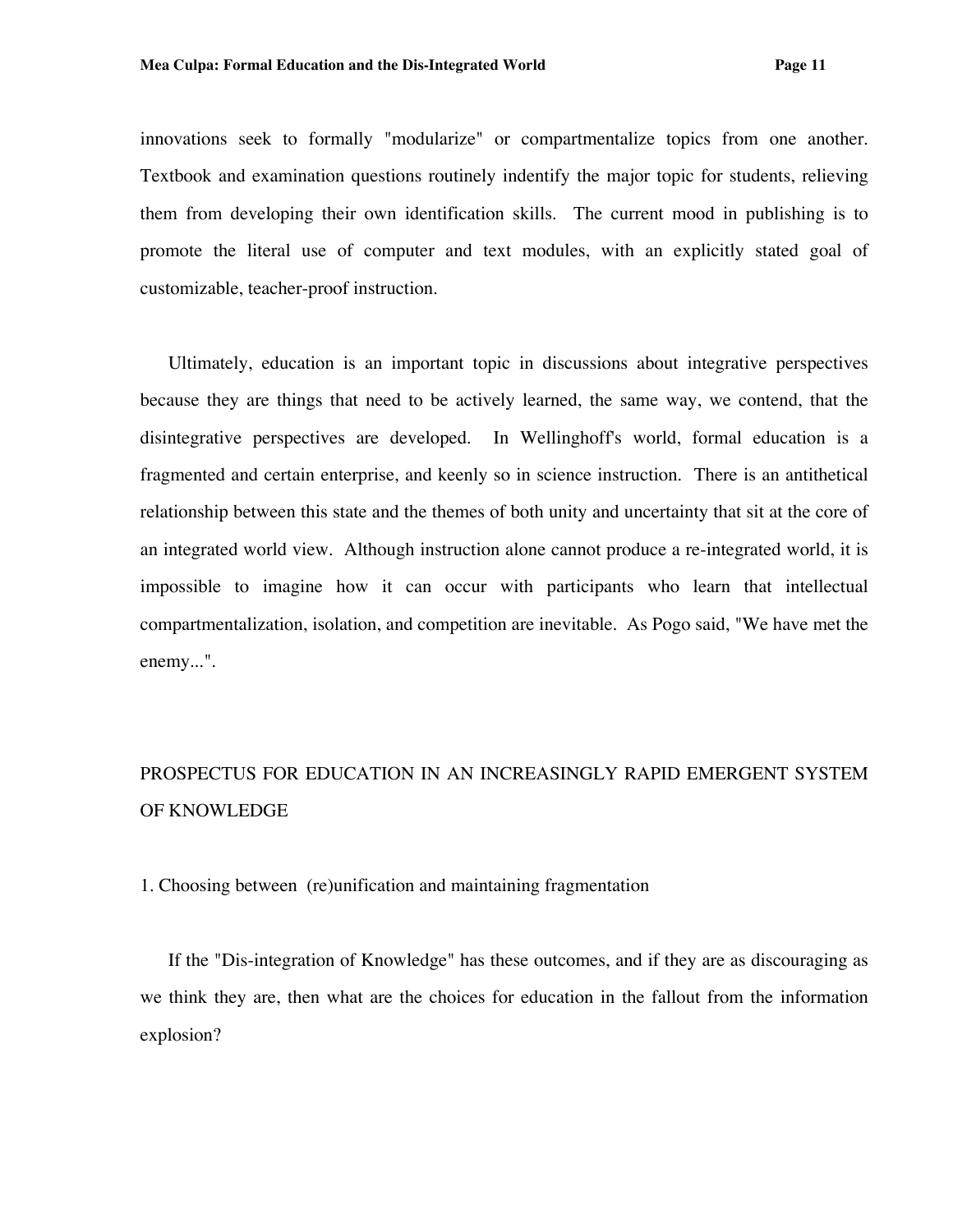innovations seek to formally "modularize" or compartmentalize topics from one another. Textbook and examination questions routinely indentify the major topic for students, relieving them from developing their own identification skills. The current mood in publishing is to promote the literal use of computer and text modules, with an explicitly stated goal of customizable, teacher-proof instruction.

Ultimately, education is an important topic in discussions about integrative perspectives because they are things that need to be actively learned, the same way, we contend, that the disintegrative perspectives are developed. In Wellinghoff's world, formal education is a fragmented and certain enterprise, and keenly so in science instruction. There is an antithetical relationship between this state and the themes of both unity and uncertainty that sit at the core of an integrated world view. Although instruction alone cannot produce a re-integrated world, it is impossible to imagine how it can occur with participants who learn that intellectual compartmentalization, isolation, and competition are inevitable. As Pogo said, "We have met the enemy...".

## PROSPECTUS FOR EDUCATION IN AN INCREASINGLY RAPID EMERGENT SYSTEM OF KNOWLEDGE

### 1. Choosing between (re)unification and maintaining fragmentation

If the "Dis-integration of Knowledge" has these outcomes, and if they are as discouraging as we think they are, then what are the choices for education in the fallout from the information explosion?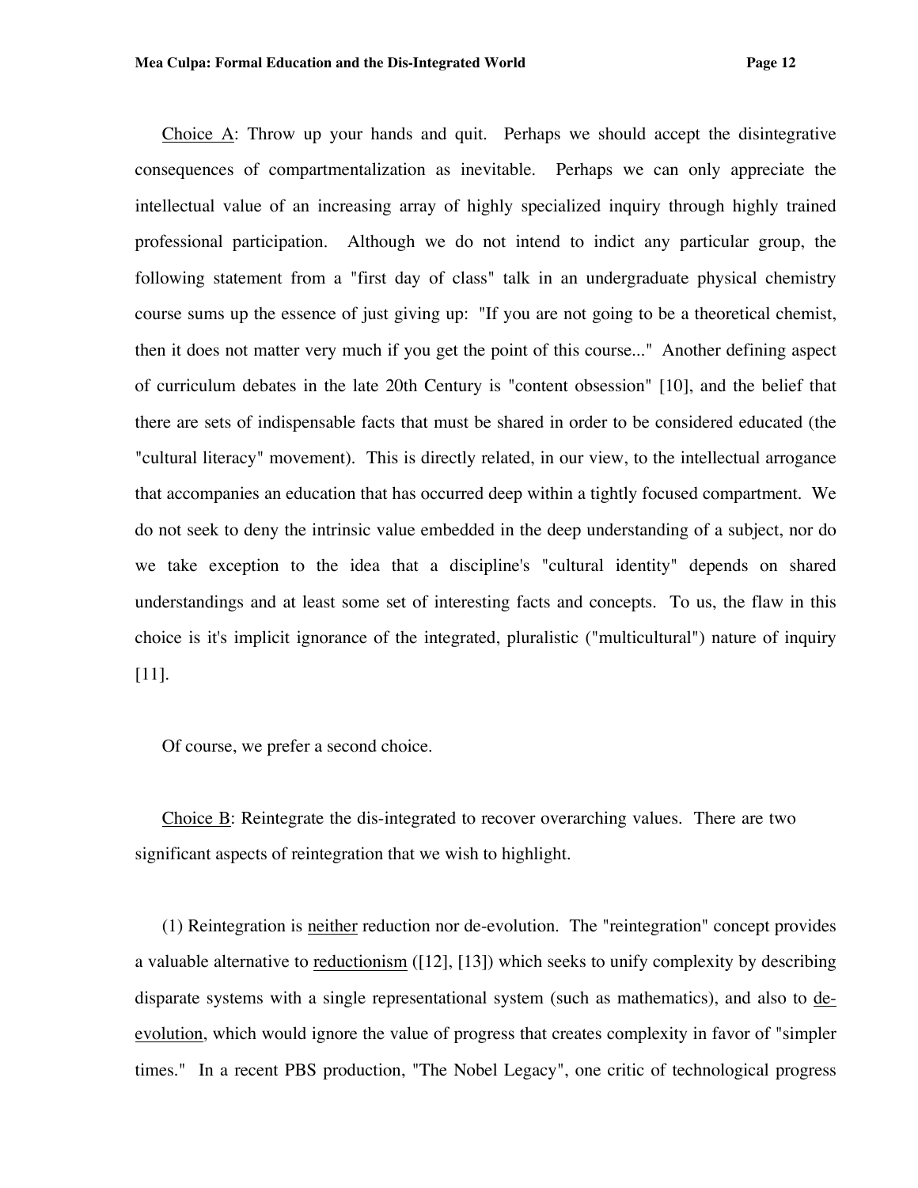<u>Choice A</u>: Throw up your hands and quit. Perhaps we should accept the disintegrative consequences of compartmentalization as inevitable. Perhaps we can only appreciate the intellectual value of an increasing array of highly specialized inquiry through highly trained professional participation. Although we do not intend to indict any particular group, the following statement from a "first day of class" talk in an undergraduate physical chemistry course sums up the essence of just giving up: "If you are not going to be a theoretical chemist, then it does not matter very much if you get the point of this course..." Another defining aspect of curriculum debates in the late 20th Century is "content obsession" [10], and the belief that there are sets of indispensable facts that must be shared in order to be considered educated (the "cultural literacy" movement). This is directly related, in our view, to the intellectual arrogance that accompanies an education that has occurred deep within a tightly focused compartment. We do not seek to deny the intrinsic value embedded in the deep understanding of a subject, nor do we take exception to the idea that a discipline's "cultural identity" depends on shared understandings and at least some set of interesting facts and concepts. To us, the flaw in this choice is it's implicit ignorance of the integrated, pluralistic ("multicultural") nature of inquiry [11].

Of course, we prefer a second choice.

<u>Choice B</u>: Reintegrate the dis-integrated to recover overarching values. There are two significant aspects of reintegration that we wish to highlight.

(1) Reintegration is <u>neither</u> reduction nor de-evolution. The "reintegration" concept provides a valuable alternative to <u>reductionism</u> ([12], [13]) which seeks to unify complexity by describing disparate systems with a single representational system (such as mathematics), and also to <u>de-evolution</u>, which would ignore the value of progress that creates complexity in favor of "simpler times." In a recent PBS production, "The Nobel Legacy", one critic of technological progress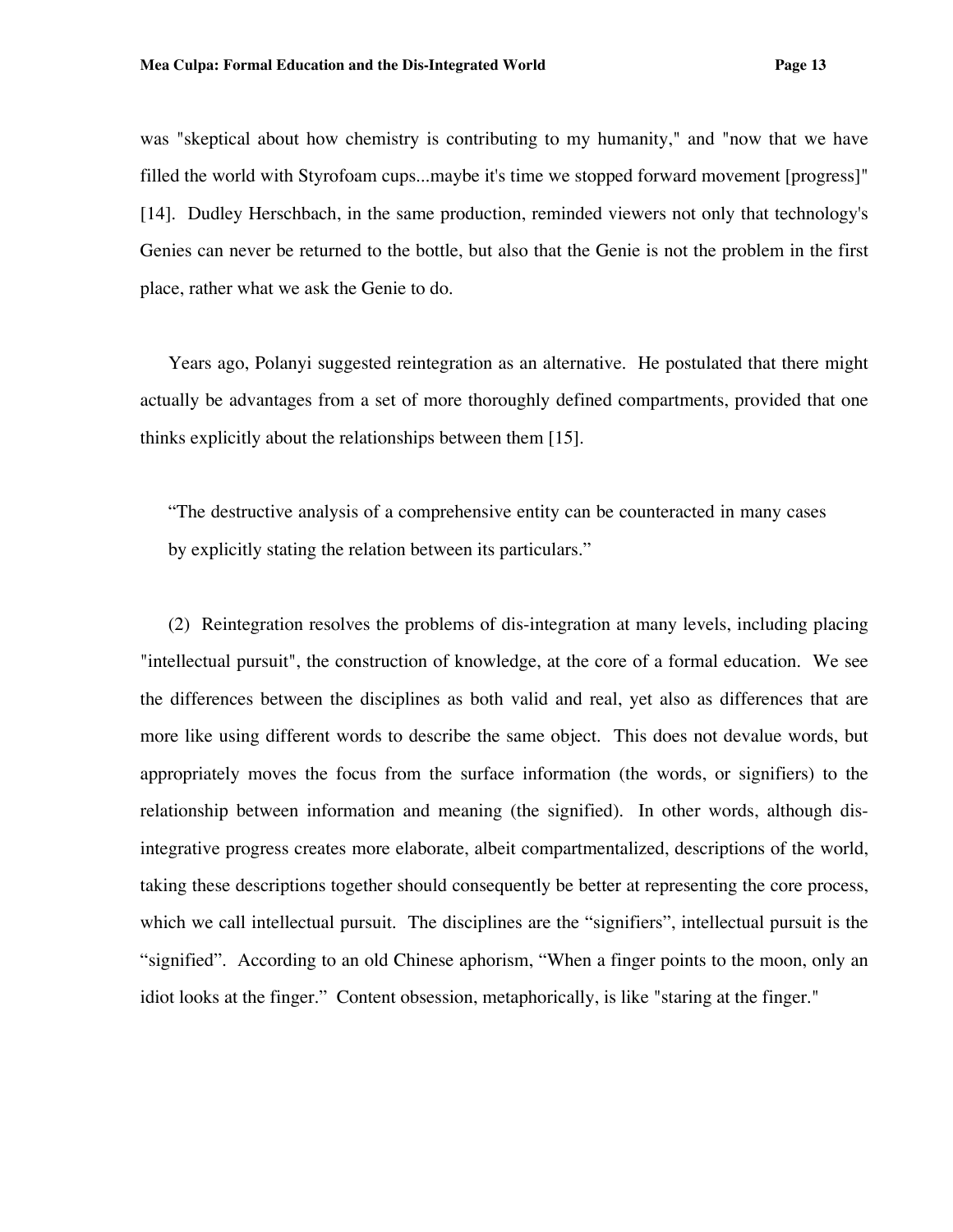was "skeptical about how chemistry is contributing to my humanity," and "now that we have filled the world with Styrofoam cups...maybe it's time we stopped forward movement [progress]" [14]. Dudley Herschbach, in the same production, reminded viewers not only that technology's Genies can never be returned to the bottle, but also that the Genie is not the problem in the first place, rather what we ask the Genie to do.

Years ago, Polanyi suggested reintegration as an alternative. He postulated that there might actually be advantages from a set of more thoroughly defined compartments, provided that one thinks explicitly about the relationships between them [15].

> "The destructive analysis of a comprehensive entity can be counteracted in many cases by explicitly stating the relation between its particulars."

(2) Reintegration resolves the problems of dis-integration at many levels, including placing "intellectual pursuit", the construction of knowledge, at the core of a formal education. We see the differences between the disciplines as both valid and real, yet also as differences that are more like using different words to describe the same object. This does not devalue words, but appropriately moves the focus from the surface information (the words, or signifiers) to the relationship between information and meaning (the signified). In other words, although dis-integrative progress creates more elaborate, albeit compartmentalized, descriptions of the world, taking these descriptions together should consequently be better at representing the core process, which we call intellectual pursuit. The disciplines are the "signifiers", intellectual pursuit is the "signified". According to an old Chinese aphorism, "When a finger points to the moon, only an idiot looks at the finger." Content obsession, metaphorically, is like "staring at the finger."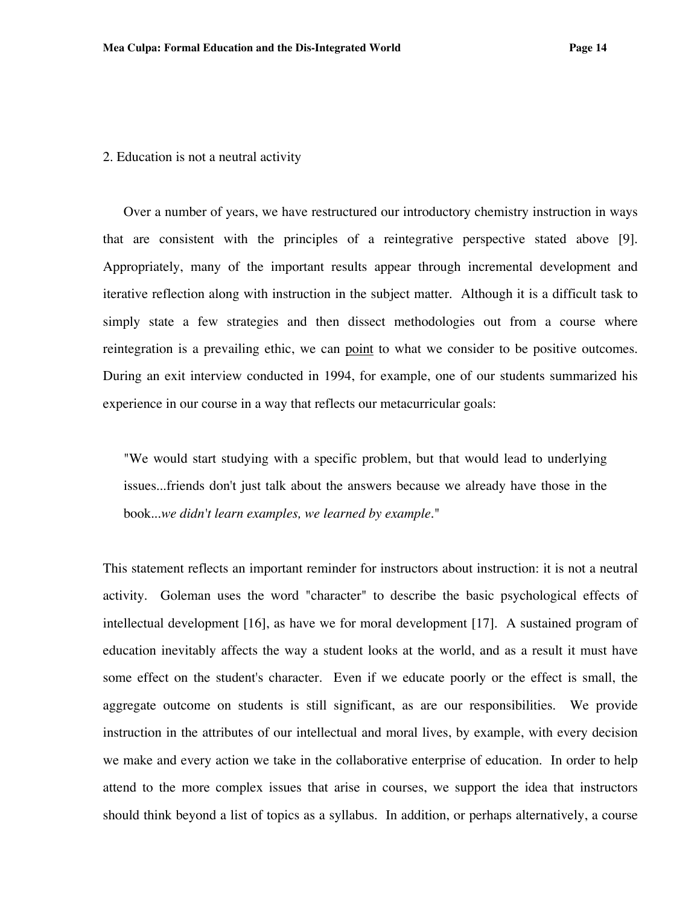2. Education is not a neutral activity

Over a number of years, we have restructured our introductory chemistry instruction in ways that are consistent with the principles of a reintegrative perspective stated above [9]. Appropriately, many of the important results appear through incremental development and iterative reflection along with instruction in the subject matter. Although it is a difficult task to simply state a few strategies and then dissect methodologies out from a course where reintegration is a prevailing ethic, we can point to what we consider to be positive outcomes. During an exit interview conducted in 1994, for example, one of our students summarized his experience in our course in a way that reflects our metacurricular goals:

> "We would start studying with a specific problem, but that would lead to underlying issues...friends don't just talk about the answers because we already have those in the book...*we didn't learn examples, we learned by example*."

This statement reflects an important reminder for instructors about instruction: it is not a neutral activity. Goleman uses the word "character" to describe the basic psychological effects of intellectual development [16], as have we for moral development [17]. A sustained program of education inevitably affects the way a student looks at the world, and as a result it must have some effect on the student's character. Even if we educate poorly or the effect is small, the aggregate outcome on students is still significant, as are our responsibilities. We provide instruction in the attributes of our intellectual and moral lives, by example, with every decision we make and every action we take in the collaborative enterprise of education. In order to help attend to the more complex issues that arise in courses, we support the idea that instructors should think beyond a list of topics as a syllabus. In addition, or perhaps alternatively, a course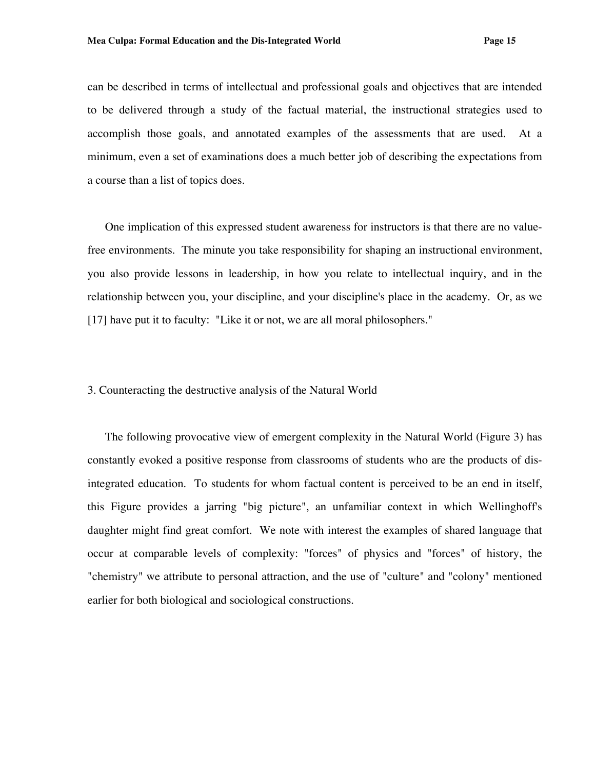can be described in terms of intellectual and professional goals and objectives that are intended to be delivered through a study of the factual material, the instructional strategies used to accomplish those goals, and annotated examples of the assessments that are used. At a minimum, even a set of examinations does a much better job of describing the expectations from a course than a list of topics does.

One implication of this expressed student awareness for instructors is that there are no value-free environments. The minute you take responsibility for shaping an instructional environment, you also provide lessons in leadership, in how you relate to intellectual inquiry, and in the relationship between you, your discipline, and your discipline's place in the academy. Or, as we [17] have put it to faculty: "Like it or not, we are all moral philosophers."

## 3. Counteracting the destructive analysis of the Natural World

The following provocative view of emergent complexity in the Natural World (Figure 3) has constantly evoked a positive response from classrooms of students who are the products of dis-integrated education. To students for whom factual content is perceived to be an end in itself, this Figure provides a jarring "big picture", an unfamiliar context in which Wellinghoff's daughter might find great comfort. We note with interest the examples of shared language that occur at comparable levels of complexity: "forces" of physics and "forces" of history, the "chemistry" we attribute to personal attraction, and the use of "culture" and "colony" mentioned earlier for both biological and sociological constructions.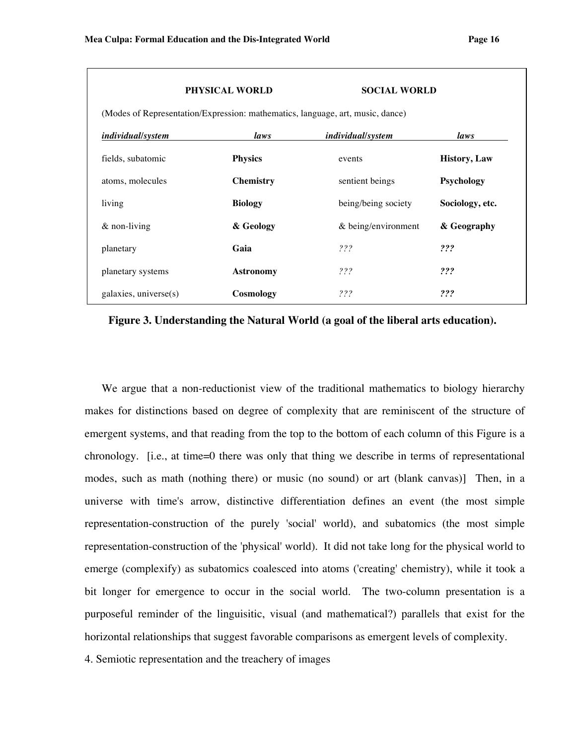| PHYSICAL WORLD | | SOCIAL WORLD | |
|---|---|---|---|
| (Modes of Representation/Expression: mathematics, language, art, music, dance) | | | |
| ***individual/system*** | ***laws*** | ***individual/system*** | ***laws*** |
| fields, subatomic | **Physics** | events | **History, Law** |
| atoms, molecules | **Chemistry** | sentient beings | **Psychology** |
| living | **Biology** | being/being society | **Sociology, etc.** |
| & non-living | **& Geology** | & being/environment | **& Geography** |
| planetary | **Gaia** | *???* | ***???*** |
| planetary systems | **Astronomy** | *???* | ***???*** |
| galaxies, universe(s) | **Cosmology** | *???* | ***???*** |

**Figure 3. Understanding the Natural World (a goal of the liberal arts education).**

We argue that a non-reductionist view of the traditional mathematics to biology hierarchy makes for distinctions based on degree of complexity that are reminiscent of the structure of emergent systems, and that reading from the top to the bottom of each column of this Figure is a chronology. [i.e., at time=0 there was only that thing we describe in terms of representational modes, such as math (nothing there) or music (no sound) or art (blank canvas)] Then, in a universe with time's arrow, distinctive differentiation defines an event (the most simple representation-construction of the purely 'social' world), and subatomics (the most simple representation-construction of the 'physical' world). It did not take long for the physical world to emerge (complexify) as subatomics coalesced into atoms ('creating' chemistry), while it took a bit longer for emergence to occur in the social world. The two-column presentation is a purposeful reminder of the linguisitic, visual (and mathematical?) parallels that exist for the horizontal relationships that suggest favorable comparisons as emergent levels of complexity.

4. Semiotic representation and the treachery of images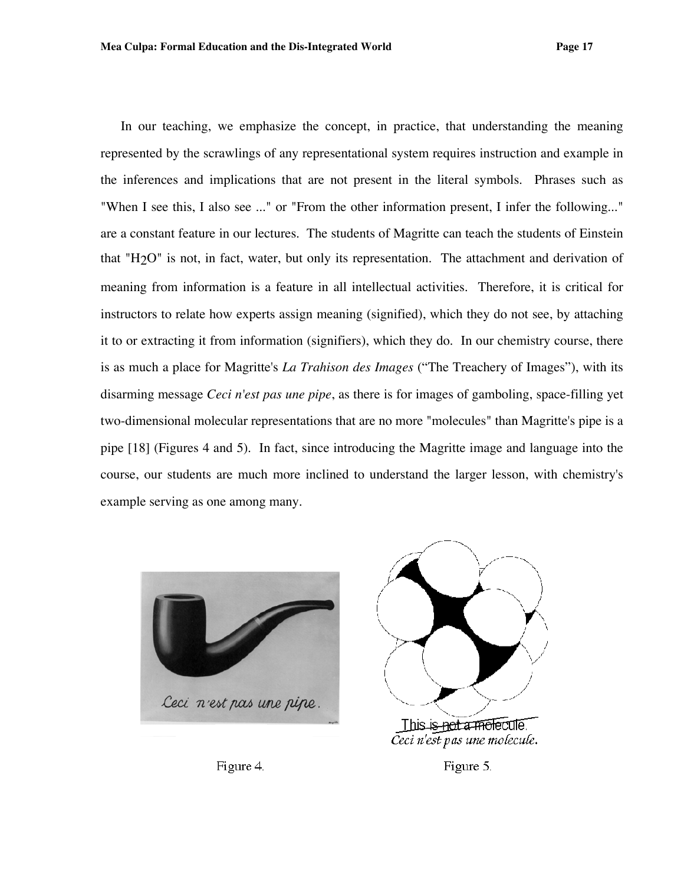In our teaching, we emphasize the concept, in practice, that understanding the meaning represented by the scrawlings of any representational system requires instruction and example in the inferences and implications that are not present in the literal symbols. Phrases such as "When I see this, I also see ..." or "From the other information present, I infer the following..." are a constant feature in our lectures. The students of Magritte can teach the students of Einstein that "$H_2O$" is not, in fact, water, but only its representation. The attachment and derivation of meaning from information is a feature in all intellectual activities. Therefore, it is critical for instructors to relate how experts assign meaning (signified), which they do not see, by attaching it to or extracting it from information (signifiers), which they do. In our chemistry course, there is as much a place for Magritte's *La Trahison des Images* ("The Treachery of Images"), with its disarming message *Ceci n'est pas une pipe*, as there is for images of gamboling, space-filling yet two-dimensional molecular representations that are no more "molecules" than Magritte's pipe is a pipe [18] (Figures 4 and 5). In fact, since introducing the Magritte image and language into the course, our students are much more inclined to understand the larger lesson, with chemistry's example serving as one among many.

Ceci n'est pas une pipe.

Figure 4.

~~This is not a molecule.~~
*Ceci n'est pas une molecule.*

Figure 5.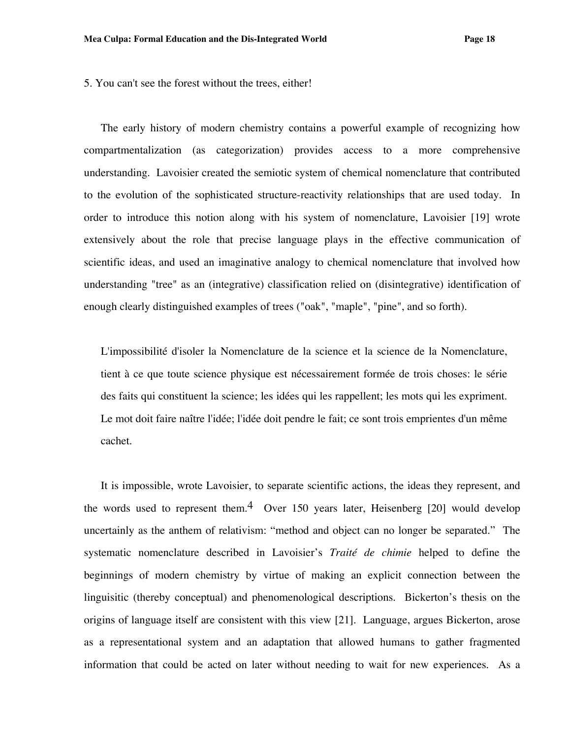5. You can't see the forest without the trees, either!

The early history of modern chemistry contains a powerful example of recognizing how compartmentalization (as categorization) provides access to a more comprehensive understanding. Lavoisier created the semiotic system of chemical nomenclature that contributed to the evolution of the sophisticated structure-reactivity relationships that are used today. In order to introduce this notion along with his system of nomenclature, Lavoisier [19] wrote extensively about the role that precise language plays in the effective communication of scientific ideas, and used an imaginative analogy to chemical nomenclature that involved how understanding "tree" as an (integrative) classification relied on (disintegrative) identification of enough clearly distinguished examples of trees ("oak", "maple", "pine", and so forth).

> L'impossibilité d'isoler la Nomenclature de la science et la science de la Nomenclature, tient à ce que toute science physique est nécessairement formée de trois choses: le série des faits qui constituent la science; les idées qui les rappellent; les mots qui les expriment. Le mot doit faire naître l'idée; l'idée doit pendre le fait; ce sont trois emprientes d'un même cachet.

It is impossible, wrote Lavoisier, to separate scientific actions, the ideas they represent, and the words used to represent them.[4] Over 150 years later, Heisenberg [20] would develop uncertainly as the anthem of relativism: “method and object can no longer be separated.” The systematic nomenclature described in Lavoisier’s *Traité de chimie* helped to define the beginnings of modern chemistry by virtue of making an explicit connection between the linguisitic (thereby conceptual) and phenomenological descriptions. Bickerton’s thesis on the origins of language itself are consistent with this view [21]. Language, argues Bickerton, arose as a representational system and an adaptation that allowed humans to gather fragmented information that could be acted on later without needing to wait for new experiences. As a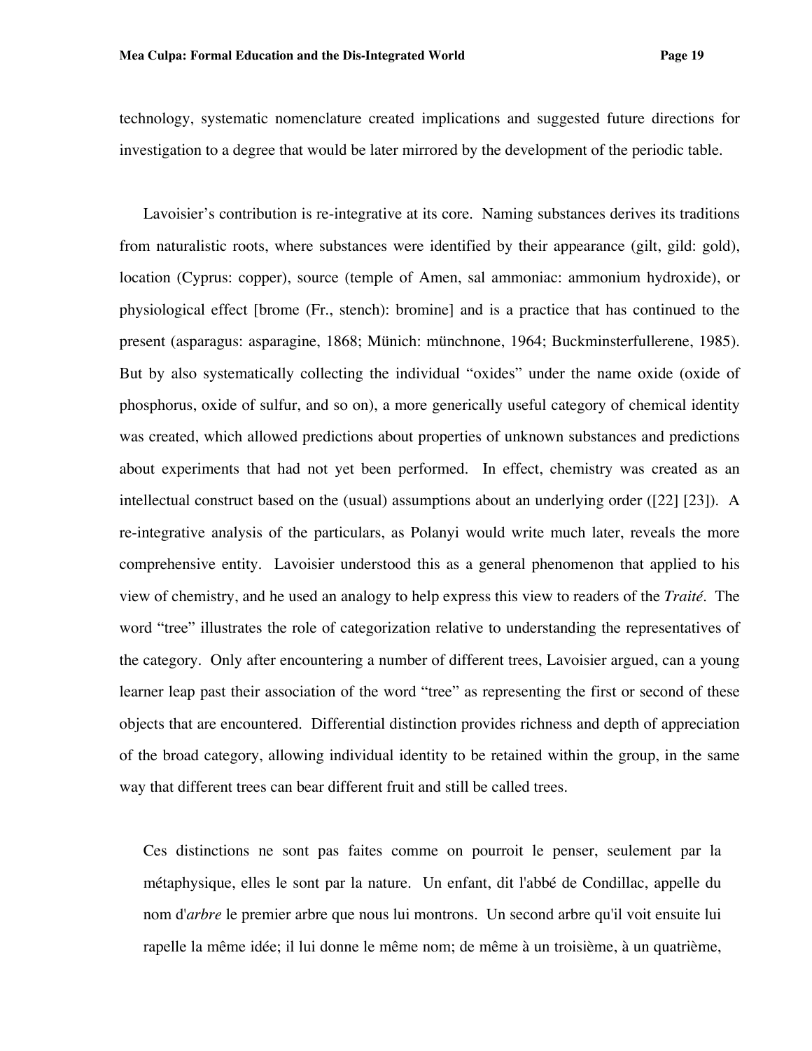technology, systematic nomenclature created implications and suggested future directions for investigation to a degree that would be later mirrored by the development of the periodic table.

Lavoisier's contribution is re-integrative at its core. Naming substances derives its traditions from naturalistic roots, where substances were identified by their appearance (gilt, gild: gold), location (Cyprus: copper), source (temple of Amen, sal ammoniac: ammonium hydroxide), or physiological effect [brome (Fr., stench): bromine] and is a practice that has continued to the present (asparagus: asparagine, 1868; Münich: münchnone, 1964; Buckminsterfullerene, 1985). But by also systematically collecting the individual "oxides" under the name oxide (oxide of phosphorus, oxide of sulfur, and so on), a more generically useful category of chemical identity was created, which allowed predictions about properties of unknown substances and predictions about experiments that had not yet been performed. In effect, chemistry was created as an intellectual construct based on the (usual) assumptions about an underlying order ([22] [23]). A re-integrative analysis of the particulars, as Polanyi would write much later, reveals the more comprehensive entity. Lavoisier understood this as a general phenomenon that applied to his view of chemistry, and he used an analogy to help express this view to readers of the *Traité*. The word "tree" illustrates the role of categorization relative to understanding the representatives of the category. Only after encountering a number of different trees, Lavoisier argued, can a young learner leap past their association of the word "tree" as representing the first or second of these objects that are encountered. Differential distinction provides richness and depth of appreciation of the broad category, allowing individual identity to be retained within the group, in the same way that different trees can bear different fruit and still be called trees.

> Ces distinctions ne sont pas faites comme on pourroit le penser, seulement par la métaphysique, elles le sont par la nature. Un enfant, dit l'abbé de Condillac, appelle du nom d'*arbre* le premier arbre que nous lui montrons. Un second arbre qu'il voit ensuite lui rapelle la même idée; il lui donne le même nom; de même à un troisième, à un quatrième,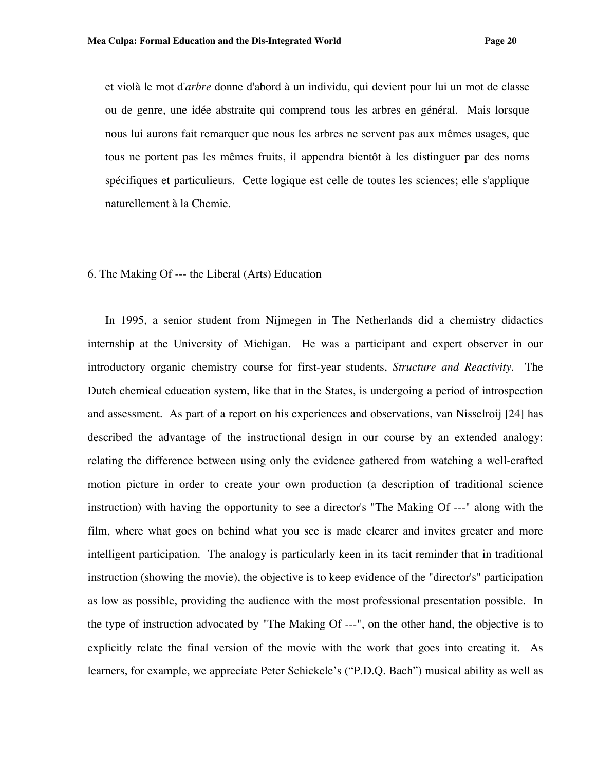et violà le mot d'*arbre* donne d'abord à un individu, qui devient pour lui un mot de classe ou de genre, une idée abstraite qui comprend tous les arbres en général. Mais lorsque nous lui aurons fait remarquer que nous les arbres ne servent pas aux mêmes usages, que tous ne portent pas les mêmes fruits, il appendra bientôt à les distinguer par des noms spécifiques et particulieurs. Cette logique est celle de toutes les sciences; elle s'applique naturellement à la Chemie.

## 6. The Making Of --- the Liberal (Arts) Education

In 1995, a senior student from Nijmegen in The Netherlands did a chemistry didactics internship at the University of Michigan. He was a participant and expert observer in our introductory organic chemistry course for first-year students, *Structure and Reactivity*. The Dutch chemical education system, like that in the States, is undergoing a period of introspection and assessment. As part of a report on his experiences and observations, van Nisselroij [24] has described the advantage of the instructional design in our course by an extended analogy: relating the difference between using only the evidence gathered from watching a well-crafted motion picture in order to create your own production (a description of traditional science instruction) with having the opportunity to see a director's "The Making Of ---" along with the film, where what goes on behind what you see is made clearer and invites greater and more intelligent participation. The analogy is particularly keen in its tacit reminder that in traditional instruction (showing the movie), the objective is to keep evidence of the "director's" participation as low as possible, providing the audience with the most professional presentation possible. In the type of instruction advocated by "The Making Of ---", on the other hand, the objective is to explicitly relate the final version of the movie with the work that goes into creating it. As learners, for example, we appreciate Peter Schickele's ("P.D.Q. Bach") musical ability as well as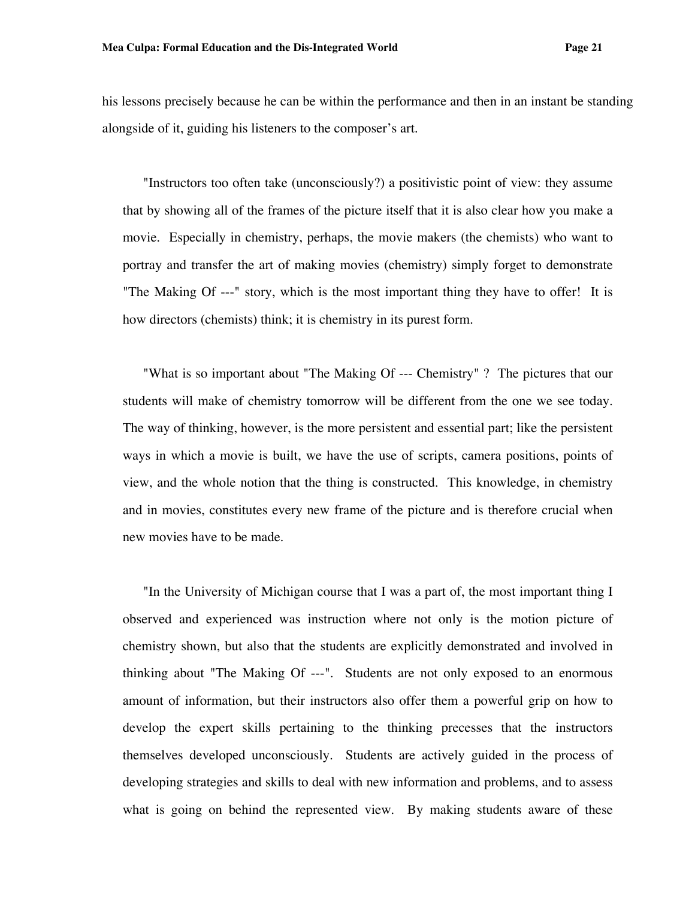his lessons precisely because he can be within the performance and then in an instant be standing alongside of it, guiding his listeners to the composer's art.

> "Instructors too often take (unconsciously?) a positivistic point of view: they assume that by showing all of the frames of the picture itself that it is also clear how you make a movie. Especially in chemistry, perhaps, the movie makers (the chemists) who want to portray and transfer the art of making movies (chemistry) simply forget to demonstrate "The Making Of ---" story, which is the most important thing they have to offer! It is how directors (chemists) think; it is chemistry in its purest form.
>
> "What is so important about "The Making Of --- Chemistry" ? The pictures that our students will make of chemistry tomorrow will be different from the one we see today. The way of thinking, however, is the more persistent and essential part; like the persistent ways in which a movie is built, we have the use of scripts, camera positions, points of view, and the whole notion that the thing is constructed. This knowledge, in chemistry and in movies, constitutes every new frame of the picture and is therefore crucial when new movies have to be made.
>
> "In the University of Michigan course that I was a part of, the most important thing I observed and experienced was instruction where not only is the motion picture of chemistry shown, but also that the students are explicitly demonstrated and involved in thinking about "The Making Of ---". Students are not only exposed to an enormous amount of information, but their instructors also offer them a powerful grip on how to develop the expert skills pertaining to the thinking precesses that the instructors themselves developed unconsciously. Students are actively guided in the process of developing strategies and skills to deal with new information and problems, and to assess what is going on behind the represented view. By making students aware of these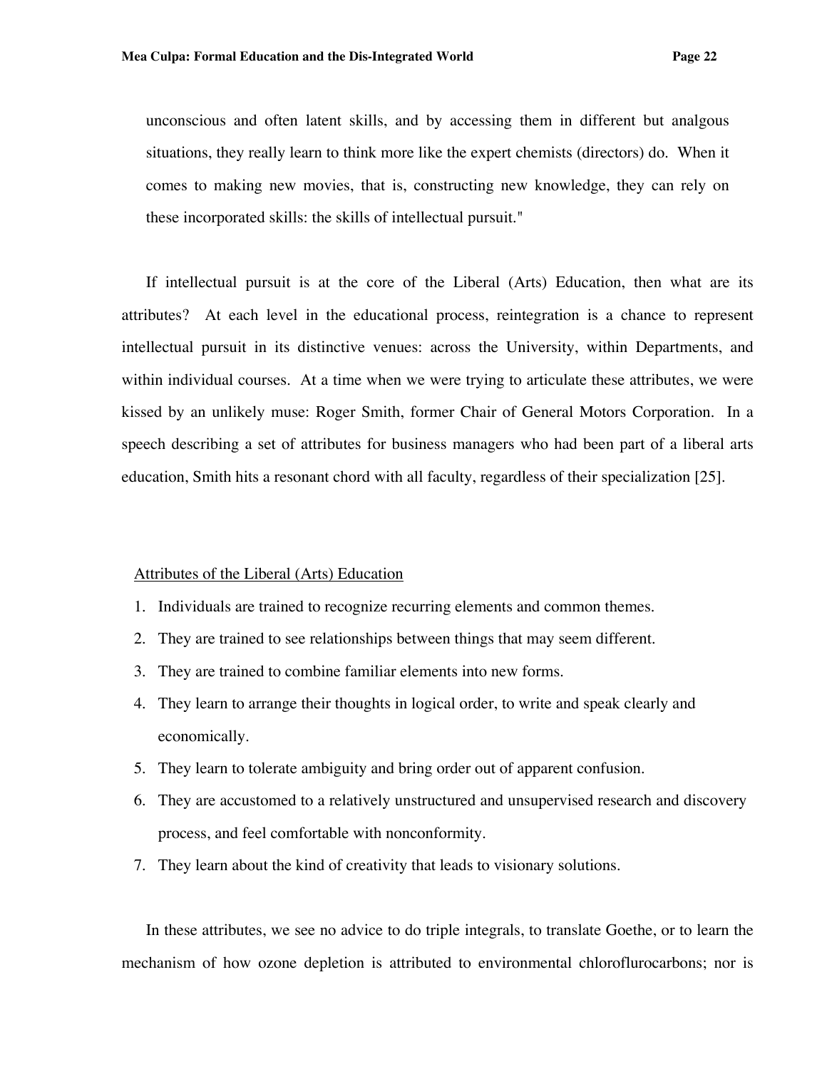unconscious and often latent skills, and by accessing them in different but analgous situations, they really learn to think more like the expert chemists (directors) do. When it comes to making new movies, that is, constructing new knowledge, they can rely on these incorporated skills: the skills of intellectual pursuit."

If intellectual pursuit is at the core of the Liberal (Arts) Education, then what are its attributes? At each level in the educational process, reintegration is a chance to represent intellectual pursuit in its distinctive venues: across the University, within Departments, and within individual courses. At a time when we were trying to articulate these attributes, we were kissed by an unlikely muse: Roger Smith, former Chair of General Motors Corporation. In a speech describing a set of attributes for business managers who had been part of a liberal arts education, Smith hits a resonant chord with all faculty, regardless of their specialization [25].

<u>Attributes of the Liberal (Arts) Education</u>

1. Individuals are trained to recognize recurring elements and common themes.
2. They are trained to see relationships between things that may seem different.
3. They are trained to combine familiar elements into new forms.
4. They learn to arrange their thoughts in logical order, to write and speak clearly and economically.
5. They learn to tolerate ambiguity and bring order out of apparent confusion.
6. They are accustomed to a relatively unstructured and unsupervised research and discovery process, and feel comfortable with nonconformity.
7. They learn about the kind of creativity that leads to visionary solutions.

In these attributes, we see no advice to do triple integrals, to translate Goethe, or to learn the mechanism of how ozone depletion is attributed to environmental chloroflurocarbons; nor is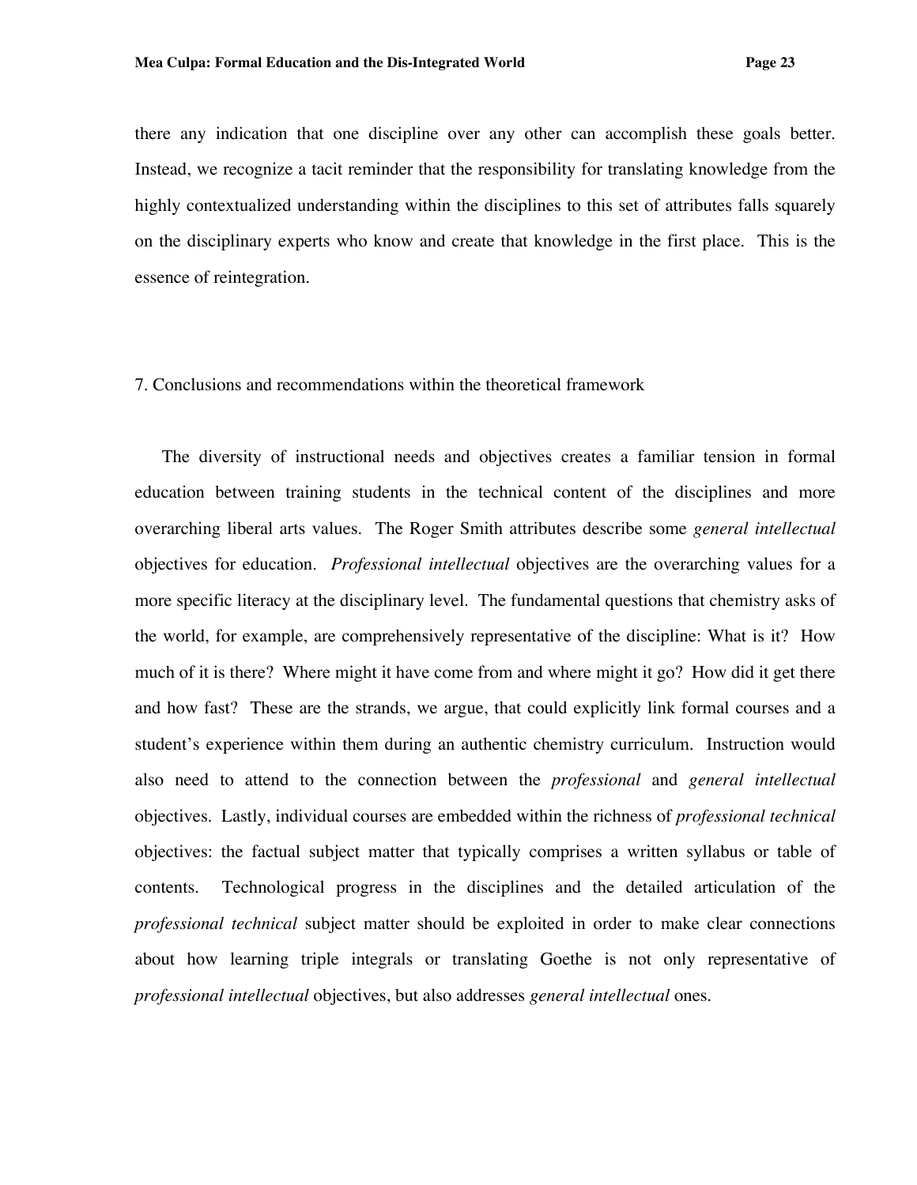there any indication that one discipline over any other can accomplish these goals better. Instead, we recognize a tacit reminder that the responsibility for translating knowledge from the highly contextualized understanding within the disciplines to this set of attributes falls squarely on the disciplinary experts who know and create that knowledge in the first place. This is the essence of reintegration.

## 7. Conclusions and recommendations within the theoretical framework

The diversity of instructional needs and objectives creates a familiar tension in formal education between training students in the technical content of the disciplines and more overarching liberal arts values. The Roger Smith attributes describe some *general intellectual* objectives for education. *Professional intellectual* objectives are the overarching values for a more specific literacy at the disciplinary level. The fundamental questions that chemistry asks of the world, for example, are comprehensively representative of the discipline: What is it? How much of it is there? Where might it have come from and where might it go? How did it get there and how fast? These are the strands, we argue, that could explicitly link formal courses and a student's experience within them during an authentic chemistry curriculum. Instruction would also need to attend to the connection between the *professional* and *general intellectual* objectives. Lastly, individual courses are embedded within the richness of *professional technical* objectives: the factual subject matter that typically comprises a written syllabus or table of contents. Technological progress in the disciplines and the detailed articulation of the *professional technical* subject matter should be exploited in order to make clear connections about how learning triple integrals or translating Goethe is not only representative of *professional intellectual* objectives, but also addresses *general intellectual* ones.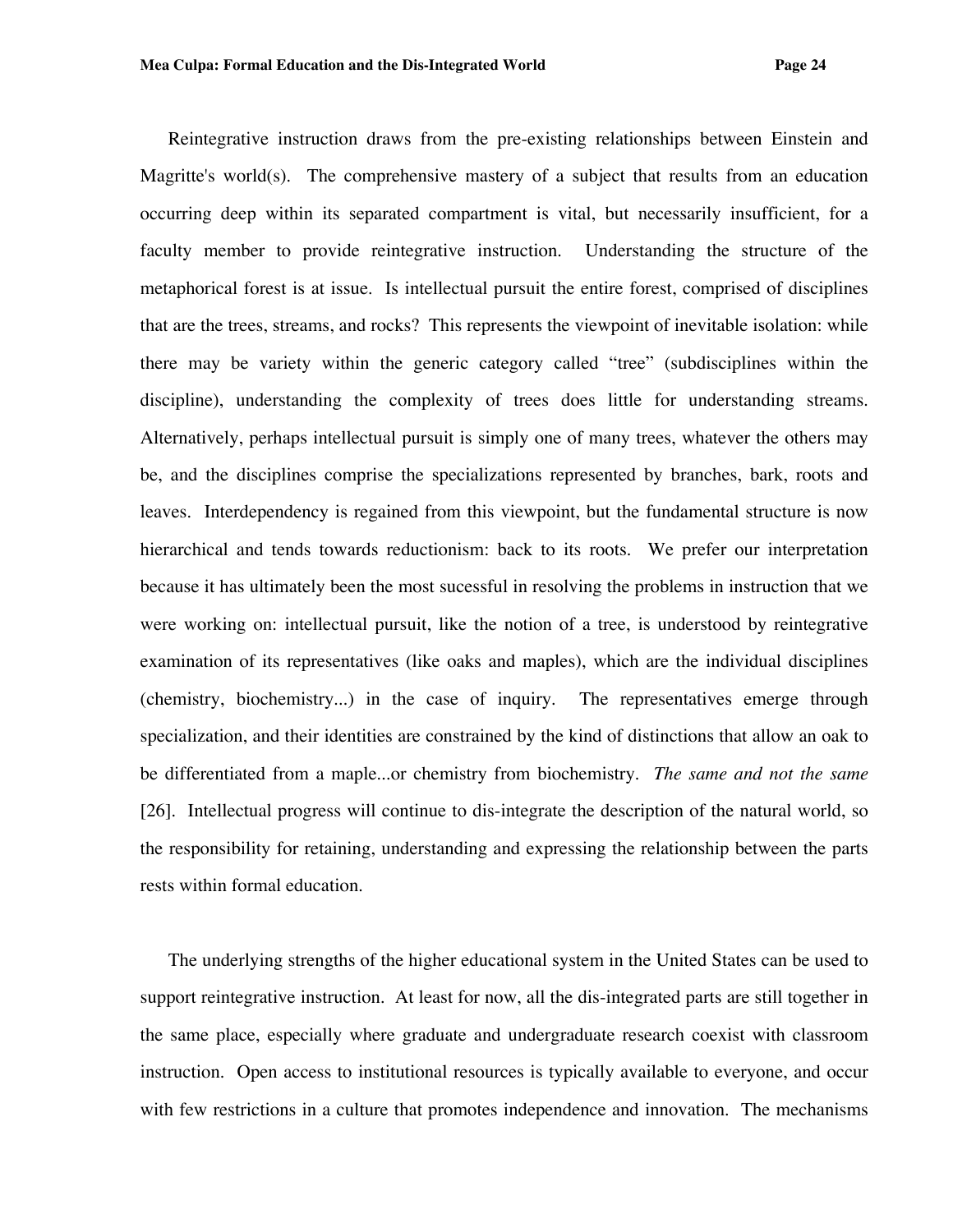Reintegrative instruction draws from the pre-existing relationships between Einstein and Magritte's world(s). The comprehensive mastery of a subject that results from an education occurring deep within its separated compartment is vital, but necessarily insufficient, for a faculty member to provide reintegrative instruction. Understanding the structure of the metaphorical forest is at issue. Is intellectual pursuit the entire forest, comprised of disciplines that are the trees, streams, and rocks? This represents the viewpoint of inevitable isolation: while there may be variety within the generic category called "tree" (subdisciplines within the discipline), understanding the complexity of trees does little for understanding streams. Alternatively, perhaps intellectual pursuit is simply one of many trees, whatever the others may be, and the disciplines comprise the specializations represented by branches, bark, roots and leaves. Interdependency is regained from this viewpoint, but the fundamental structure is now hierarchical and tends towards reductionism: back to its roots. We prefer our interpretation because it has ultimately been the most sucessful in resolving the problems in instruction that we were working on: intellectual pursuit, like the notion of a tree, is understood by reintegrative examination of its representatives (like oaks and maples), which are the individual disciplines (chemistry, biochemistry...) in the case of inquiry. The representatives emerge through specialization, and their identities are constrained by the kind of distinctions that allow an oak to be differentiated from a maple...or chemistry from biochemistry. *The same and not the same* [26]. Intellectual progress will continue to dis-integrate the description of the natural world, so the responsibility for retaining, understanding and expressing the relationship between the parts rests within formal education.

The underlying strengths of the higher educational system in the United States can be used to support reintegrative instruction. At least for now, all the dis-integrated parts are still together in the same place, especially where graduate and undergraduate research coexist with classroom instruction. Open access to institutional resources is typically available to everyone, and occur with few restrictions in a culture that promotes independence and innovation. The mechanisms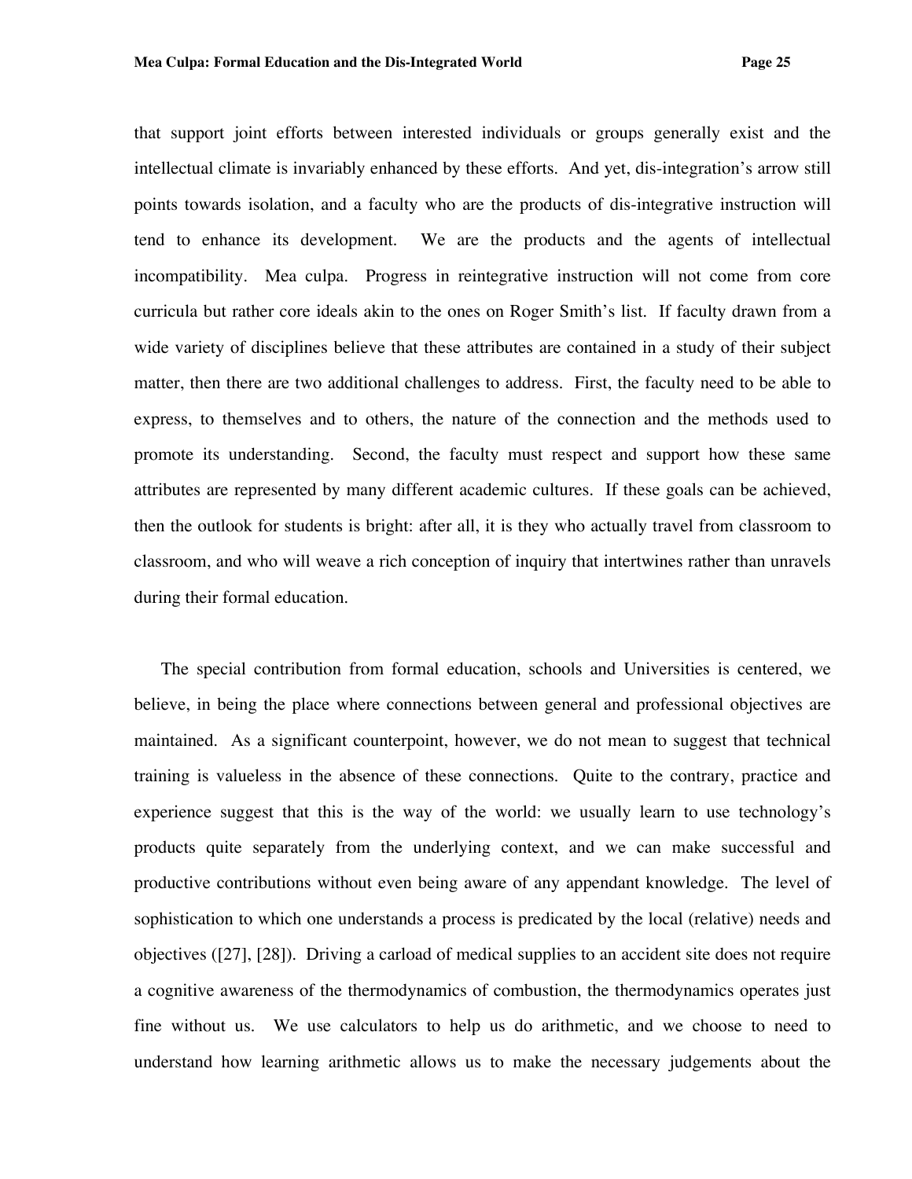that support joint efforts between interested individuals or groups generally exist and the intellectual climate is invariably enhanced by these efforts. And yet, dis-integration's arrow still points towards isolation, and a faculty who are the products of dis-integrative instruction will tend to enhance its development. We are the products and the agents of intellectual incompatibility. Mea culpa. Progress in reintegrative instruction will not come from core curricula but rather core ideals akin to the ones on Roger Smith's list. If faculty drawn from a wide variety of disciplines believe that these attributes are contained in a study of their subject matter, then there are two additional challenges to address. First, the faculty need to be able to express, to themselves and to others, the nature of the connection and the methods used to promote its understanding. Second, the faculty must respect and support how these same attributes are represented by many different academic cultures. If these goals can be achieved, then the outlook for students is bright: after all, it is they who actually travel from classroom to classroom, and who will weave a rich conception of inquiry that intertwines rather than unravels during their formal education.

The special contribution from formal education, schools and Universities is centered, we believe, in being the place where connections between general and professional objectives are maintained. As a significant counterpoint, however, we do not mean to suggest that technical training is valueless in the absence of these connections. Quite to the contrary, practice and experience suggest that this is the way of the world: we usually learn to use technology's products quite separately from the underlying context, and we can make successful and productive contributions without even being aware of any appendant knowledge. The level of sophistication to which one understands a process is predicated by the local (relative) needs and objectives ([27], [28]). Driving a carload of medical supplies to an accident site does not require a cognitive awareness of the thermodynamics of combustion, the thermodynamics operates just fine without us. We use calculators to help us do arithmetic, and we choose to need to understand how learning arithmetic allows us to make the necessary judgements about the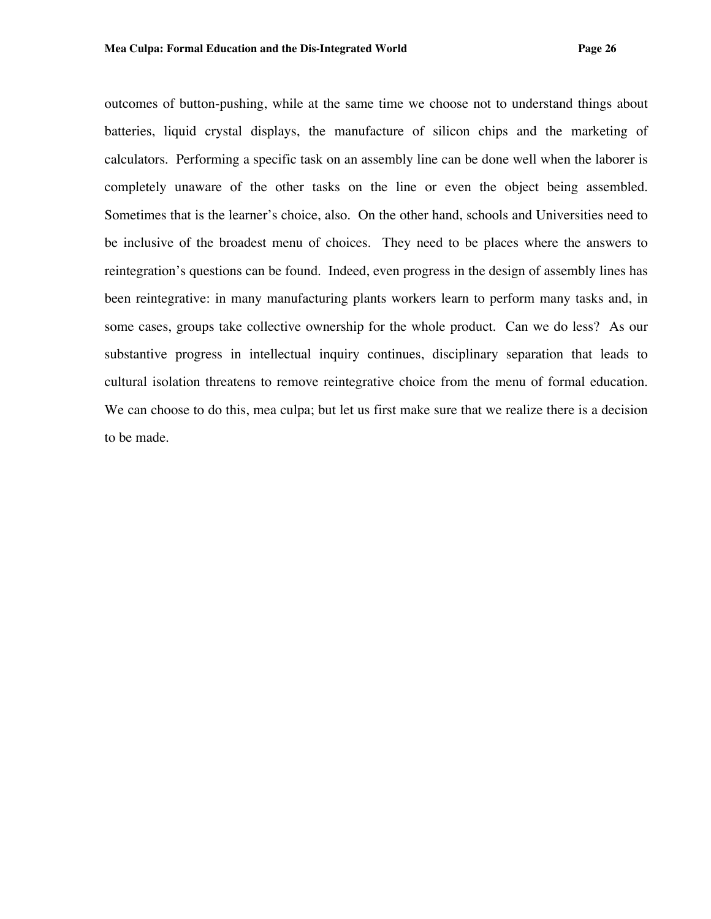outcomes of button-pushing, while at the same time we choose not to understand things about batteries, liquid crystal displays, the manufacture of silicon chips and the marketing of calculators. Performing a specific task on an assembly line can be done well when the laborer is completely unaware of the other tasks on the line or even the object being assembled. Sometimes that is the learner's choice, also. On the other hand, schools and Universities need to be inclusive of the broadest menu of choices. They need to be places where the answers to reintegration's questions can be found. Indeed, even progress in the design of assembly lines has been reintegrative: in many manufacturing plants workers learn to perform many tasks and, in some cases, groups take collective ownership for the whole product. Can we do less? As our substantive progress in intellectual inquiry continues, disciplinary separation that leads to cultural isolation threatens to remove reintegrative choice from the menu of formal education. We can choose to do this, mea culpa; but let us first make sure that we realize there is a decision to be made.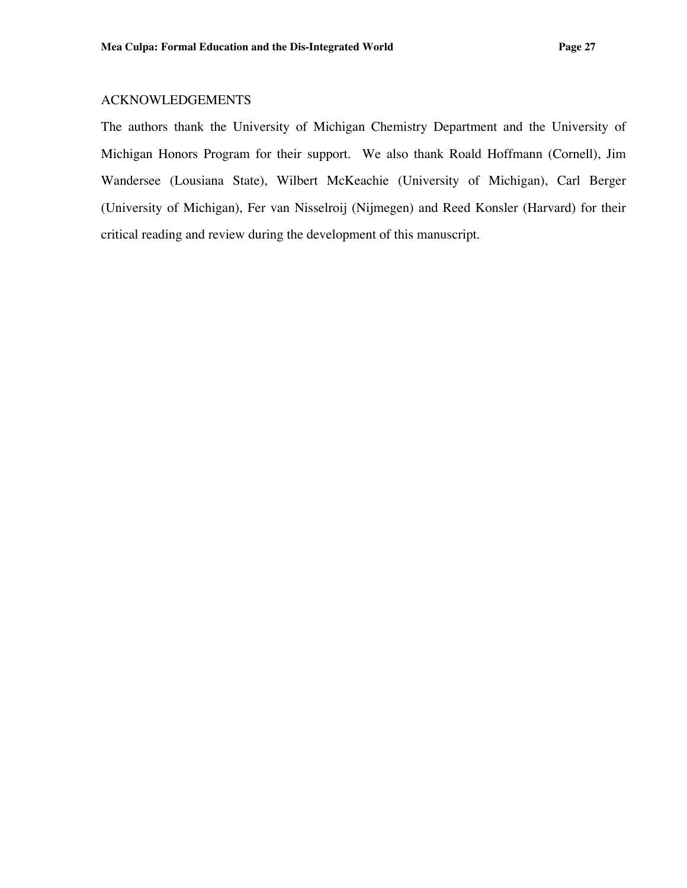## ACKNOWLEDGEMENTS

The authors thank the University of Michigan Chemistry Department and the University of Michigan Honors Program for their support. We also thank Roald Hoffmann (Cornell), Jim Wandersee (Lousiana State), Wilbert McKeachie (University of Michigan), Carl Berger (University of Michigan), Fer van Nisselroij (Nijmegen) and Reed Konsler (Harvard) for their critical reading and review during the development of this manuscript.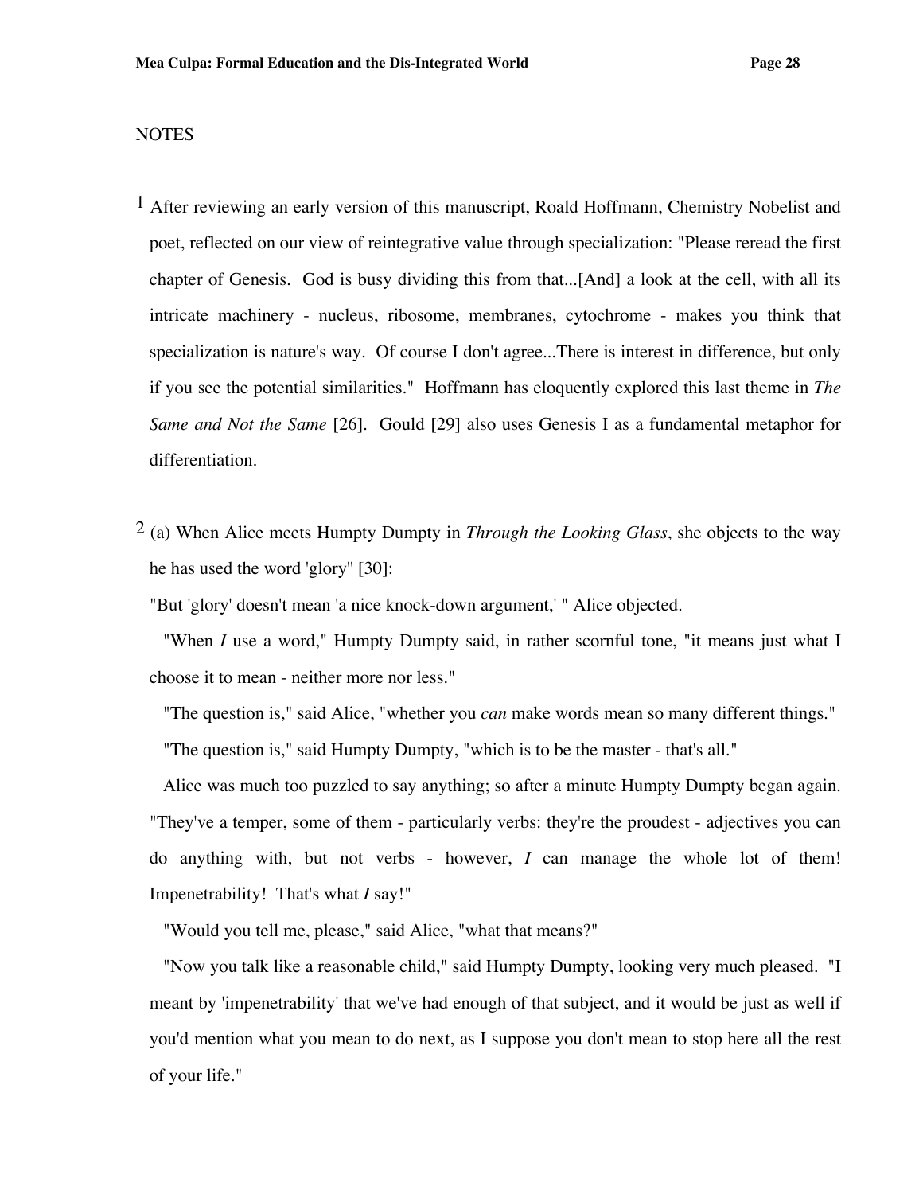NOTES

1 After reviewing an early version of this manuscript, Roald Hoffmann, Chemistry Nobelist and poet, reflected on our view of reintegrative value through specialization: "Please reread the first chapter of Genesis. God is busy dividing this from that...[And] a look at the cell, with all its intricate machinery - nucleus, ribosome, membranes, cytochrome - makes you think that specialization is nature's way. Of course I don't agree...There is interest in difference, but only if you see the potential similarities." Hoffmann has eloquently explored this last theme in *The Same and Not the Same* [26]. Gould [29] also uses Genesis I as a fundamental metaphor for differentiation.

2 (a) When Alice meets Humpty Dumpty in *Through the Looking Glass*, she objects to the way he has used the word 'glory" [30]:

"But 'glory' doesn't mean 'a nice knock-down argument,' " Alice objected.

"When *I* use a word," Humpty Dumpty said, in rather scornful tone, "it means just what I choose it to mean - neither more nor less."

"The question is," said Alice, "whether you *can* make words mean so many different things."

"The question is," said Humpty Dumpty, "which is to be the master - that's all."

Alice was much too puzzled to say anything; so after a minute Humpty Dumpty began again. "They've a temper, some of them - particularly verbs: they're the proudest - adjectives you can do anything with, but not verbs - however, *I* can manage the whole lot of them! Impenetrability! That's what *I* say!"

"Would you tell me, please," said Alice, "what that means?"

"Now you talk like a reasonable child," said Humpty Dumpty, looking very much pleased. "I meant by 'impenetrability' that we've had enough of that subject, and it would be just as well if you'd mention what you mean to do next, as I suppose you don't mean to stop here all the rest of your life."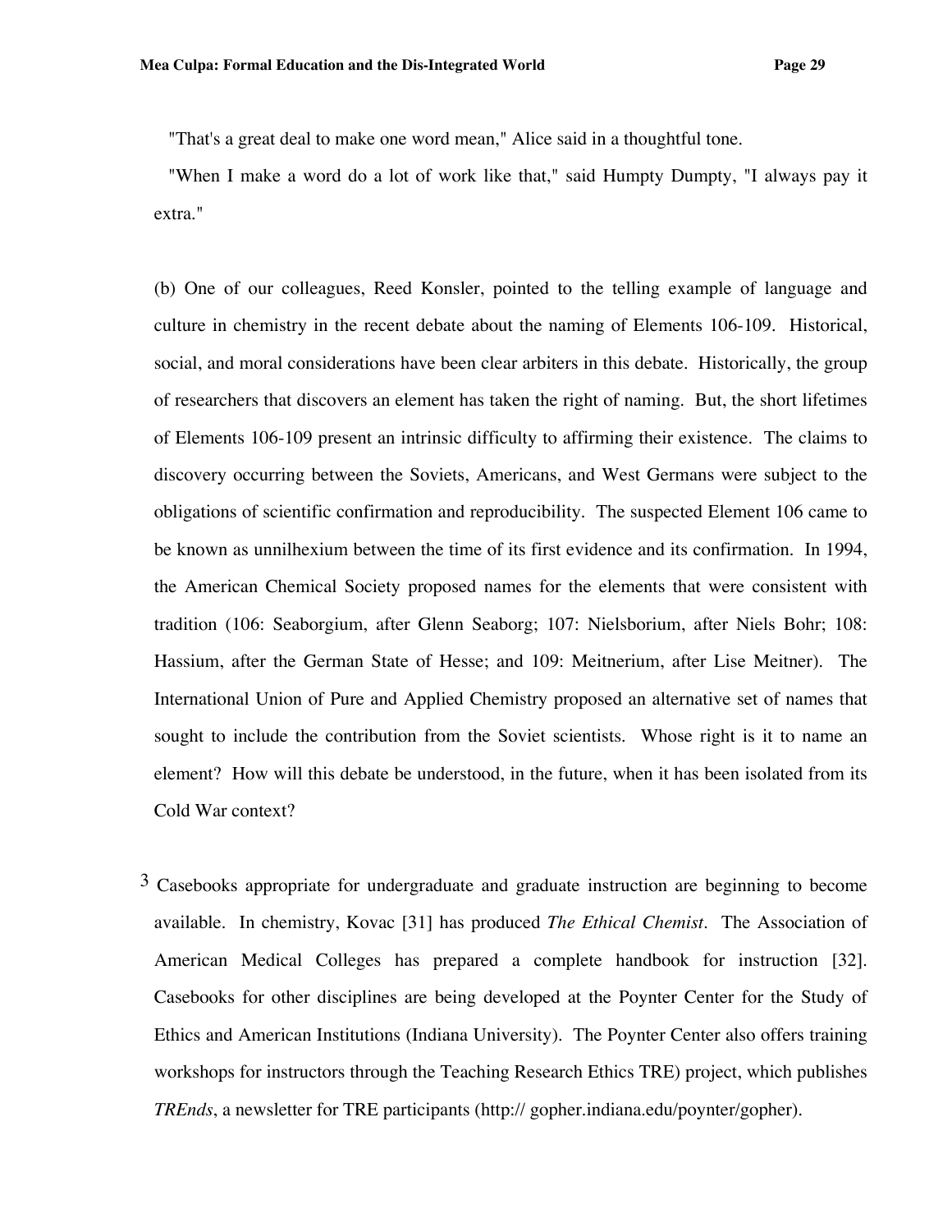"That's a great deal to make one word mean," Alice said in a thoughtful tone.

"When I make a word do a lot of work like that," said Humpty Dumpty, "I always pay it extra."

(b) One of our colleagues, Reed Konsler, pointed to the telling example of language and culture in chemistry in the recent debate about the naming of Elements 106-109. Historical, social, and moral considerations have been clear arbiters in this debate. Historically, the group of researchers that discovers an element has taken the right of naming. But, the short lifetimes of Elements 106-109 present an intrinsic difficulty to affirming their existence. The claims to discovery occurring between the Soviets, Americans, and West Germans were subject to the obligations of scientific confirmation and reproducibility. The suspected Element 106 came to be known as unnilhexium between the time of its first evidence and its confirmation. In 1994, the American Chemical Society proposed names for the elements that were consistent with tradition (106: Seaborgium, after Glenn Seaborg; 107: Nielsborium, after Niels Bohr; 108: Hassium, after the German State of Hesse; and 109: Meitnerium, after Lise Meitner). The International Union of Pure and Applied Chemistry proposed an alternative set of names that sought to include the contribution from the Soviet scientists. Whose right is it to name an element? How will this debate be understood, in the future, when it has been isolated from its Cold War context?

[3] Casebooks appropriate for undergraduate and graduate instruction are beginning to become available. In chemistry, Kovac [31] has produced *The Ethical Chemist*. The Association of American Medical Colleges has prepared a complete handbook for instruction [32]. Casebooks for other disciplines are being developed at the Poynter Center for the Study of Ethics and American Institutions (Indiana University). The Poynter Center also offers training workshops for instructors through the Teaching Research Ethics TRE) project, which publishes *TREnds*, a newsletter for TRE participants (http:// gopher.indiana.edu/poynter/gopher).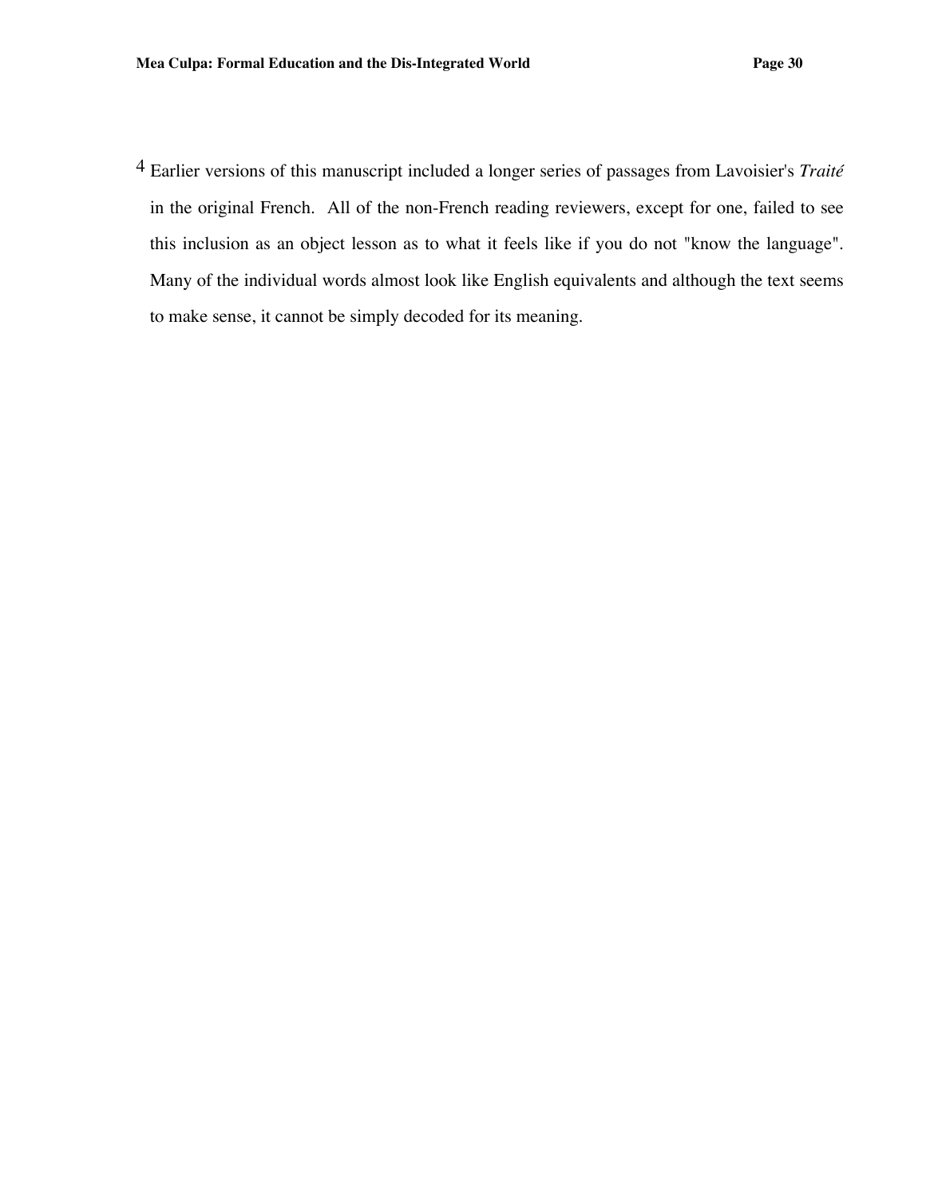[4] Earlier versions of this manuscript included a longer series of passages from Lavoisier's *Traité* in the original French. All of the non-French reading reviewers, except for one, failed to see this inclusion as an object lesson as to what it feels like if you do not "know the language". Many of the individual words almost look like English equivalents and although the text seems to make sense, it cannot be simply decoded for its meaning.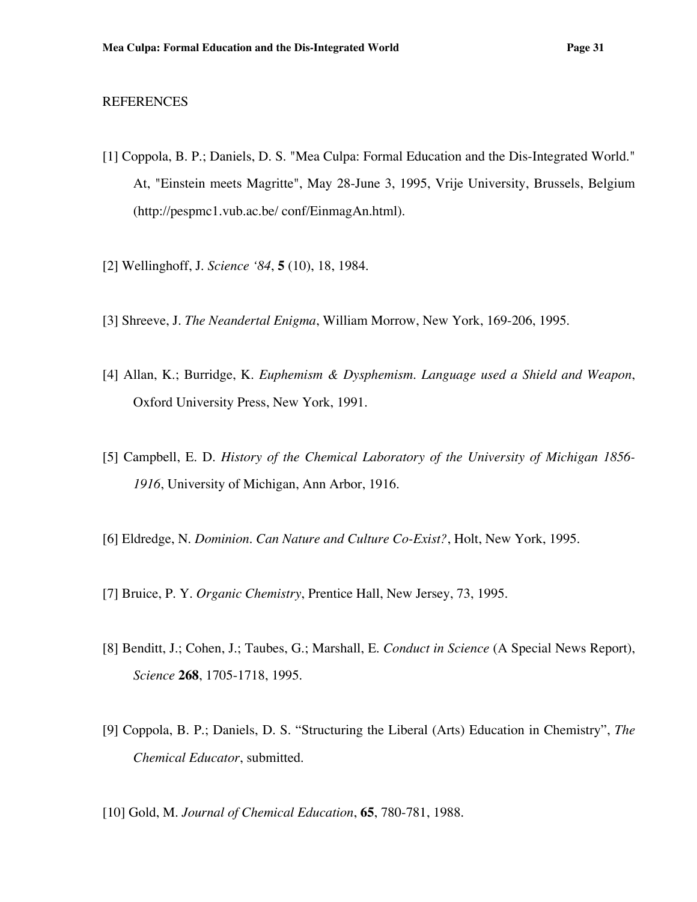REFERENCES

[1] Coppola, B. P.; Daniels, D. S. "Mea Culpa: Formal Education and the Dis-Integrated World." At, "Einstein meets Magritte", May 28-June 3, 1995, Vrije University, Brussels, Belgium (http://pespmc1.vub.ac.be/ conf/EinmagAn.html).

[2] Wellinghoff, J. *Science '84*, **5** (10), 18, 1984.

[3] Shreeve, J. *The Neandertal Enigma*, William Morrow, New York, 169-206, 1995.

[4] Allan, K.; Burridge, K. *Euphemism & Dysphemism. Language used a Shield and Weapon*, Oxford University Press, New York, 1991.

[5] Campbell, E. D. *History of the Chemical Laboratory of the University of Michigan 1856-1916*, University of Michigan, Ann Arbor, 1916.

[6] Eldredge, N. *Dominion. Can Nature and Culture Co-Exist?*, Holt, New York, 1995.

[7] Bruice, P. Y. *Organic Chemistry*, Prentice Hall, New Jersey, 73, 1995.

[8] Benditt, J.; Cohen, J.; Taubes, G.; Marshall, E. *Conduct in Science* (A Special News Report), *Science* **268**, 1705-1718, 1995.

[9] Coppola, B. P.; Daniels, D. S. "Structuring the Liberal (Arts) Education in Chemistry", *The Chemical Educator*, submitted.

[10] Gold, M. *Journal of Chemical Education*, **65**, 780-781, 1988.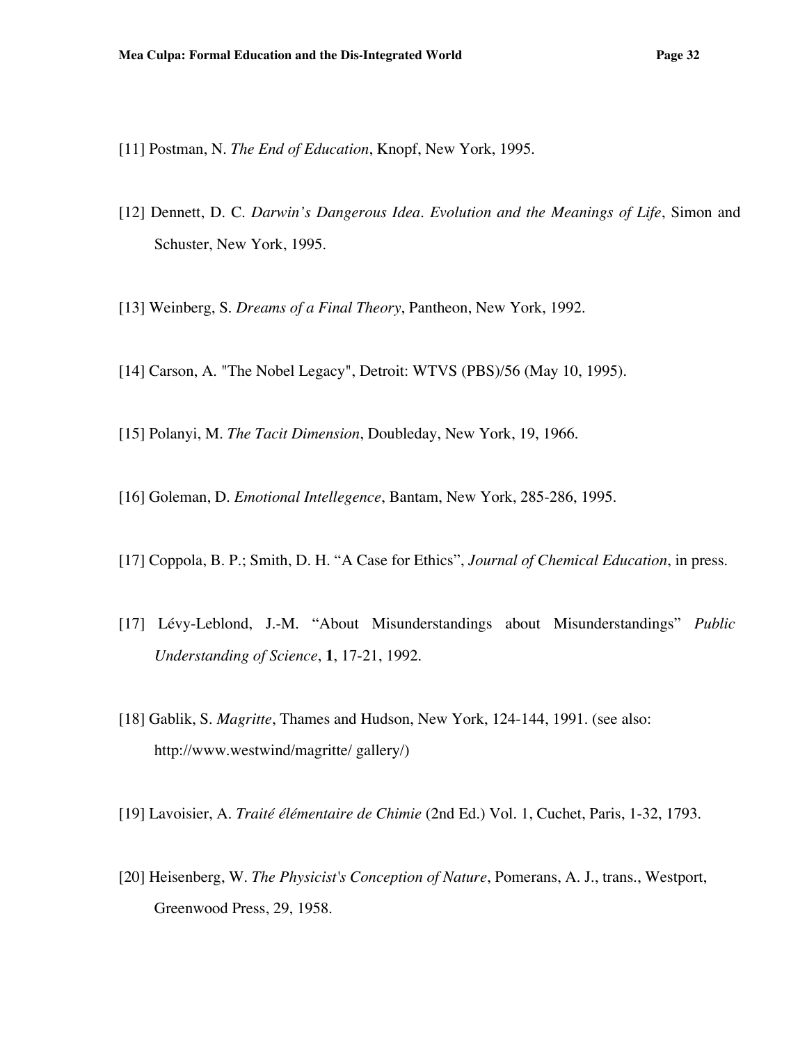[11] Postman, N. *The End of Education*, Knopf, New York, 1995.

[12] Dennett, D. C. *Darwin's Dangerous Idea. Evolution and the Meanings of Life*, Simon and Schuster, New York, 1995.

[13] Weinberg, S. *Dreams of a Final Theory*, Pantheon, New York, 1992.

[14] Carson, A. "The Nobel Legacy", Detroit: WTVS (PBS)/56 (May 10, 1995).

[15] Polanyi, M. *The Tacit Dimension*, Doubleday, New York, 19, 1966.

[16] Goleman, D. *Emotional Intellegence*, Bantam, New York, 285-286, 1995.

[17] Coppola, B. P.; Smith, D. H. "A Case for Ethics", *Journal of Chemical Education*, in press.

[17] Lévy-Leblond, J.-M. "About Misunderstandings about Misunderstandings" *Public Understanding of Science*, **1**, 17-21, 1992.

[18] Gablik, S. *Magritte*, Thames and Hudson, New York, 124-144, 1991. (see also: http://www.westwind/magritte/ gallery/)

[19] Lavoisier, A. *Traité élémentaire de Chimie* (2nd Ed.) Vol. 1, Cuchet, Paris, 1-32, 1793.

[20] Heisenberg, W. *The Physicist's Conception of Nature*, Pomerans, A. J., trans., Westport, Greenwood Press, 29, 1958.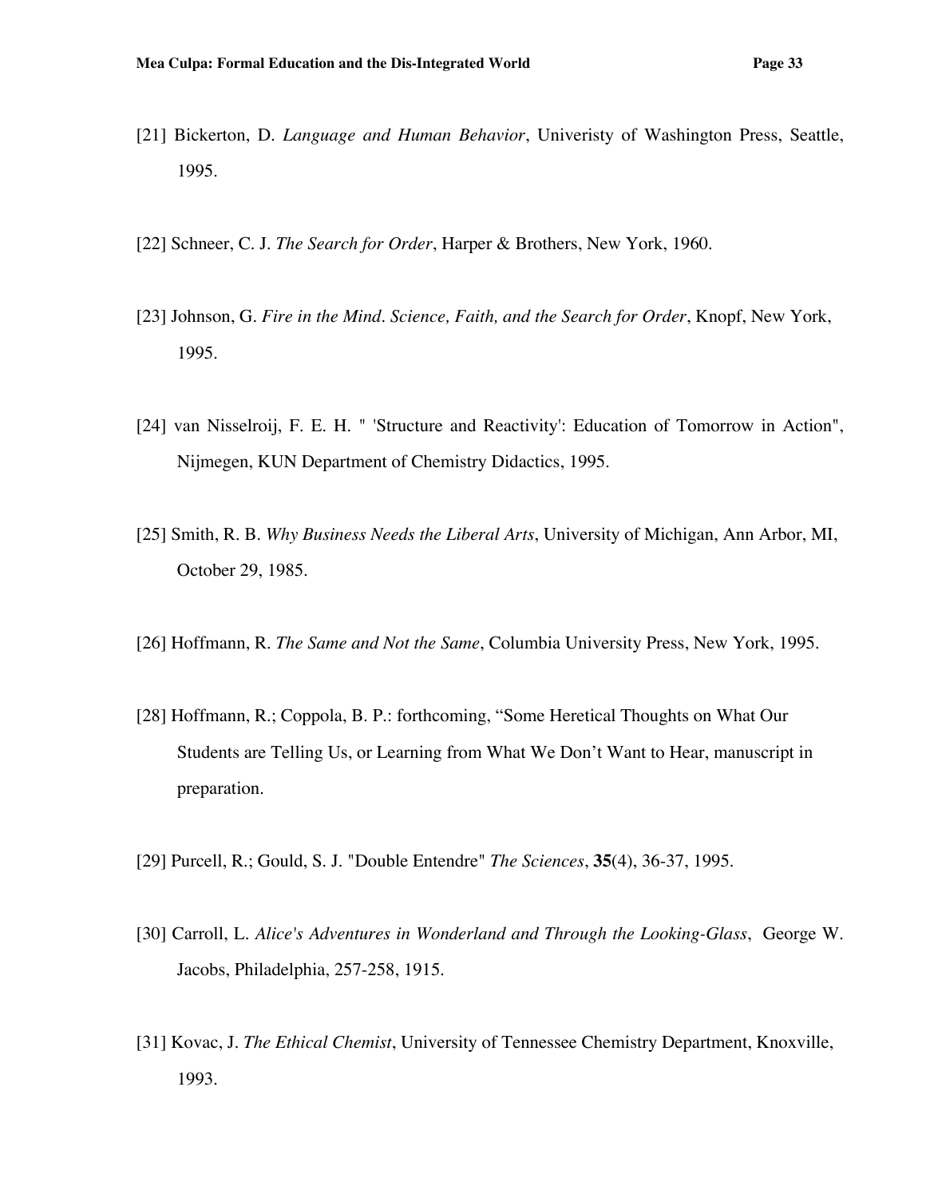[21] Bickerton, D. *Language and Human Behavior*, Univeristy of Washington Press, Seattle, 1995.

[22] Schneer, C. J. *The Search for Order*, Harper & Brothers, New York, 1960.

[23] Johnson, G. *Fire in the Mind. Science, Faith, and the Search for Order*, Knopf, New York, 1995.

[24] van Nisselroij, F. E. H. " 'Structure and Reactivity': Education of Tomorrow in Action", Nijmegen, KUN Department of Chemistry Didactics, 1995.

[25] Smith, R. B. *Why Business Needs the Liberal Arts*, University of Michigan, Ann Arbor, MI, October 29, 1985.

[26] Hoffmann, R. *The Same and Not the Same*, Columbia University Press, New York, 1995.

[28] Hoffmann, R.; Coppola, B. P.: forthcoming, "Some Heretical Thoughts on What Our Students are Telling Us, or Learning from What We Don't Want to Hear, manuscript in preparation.

[29] Purcell, R.; Gould, S. J. "Double Entendre" *The Sciences*, **35**(4), 36-37, 1995.

[30] Carroll, L. *Alice's Adventures in Wonderland and Through the Looking-Glass*, George W. Jacobs, Philadelphia, 257-258, 1915.

[31] Kovac, J. *The Ethical Chemist*, University of Tennessee Chemistry Department, Knoxville, 1993.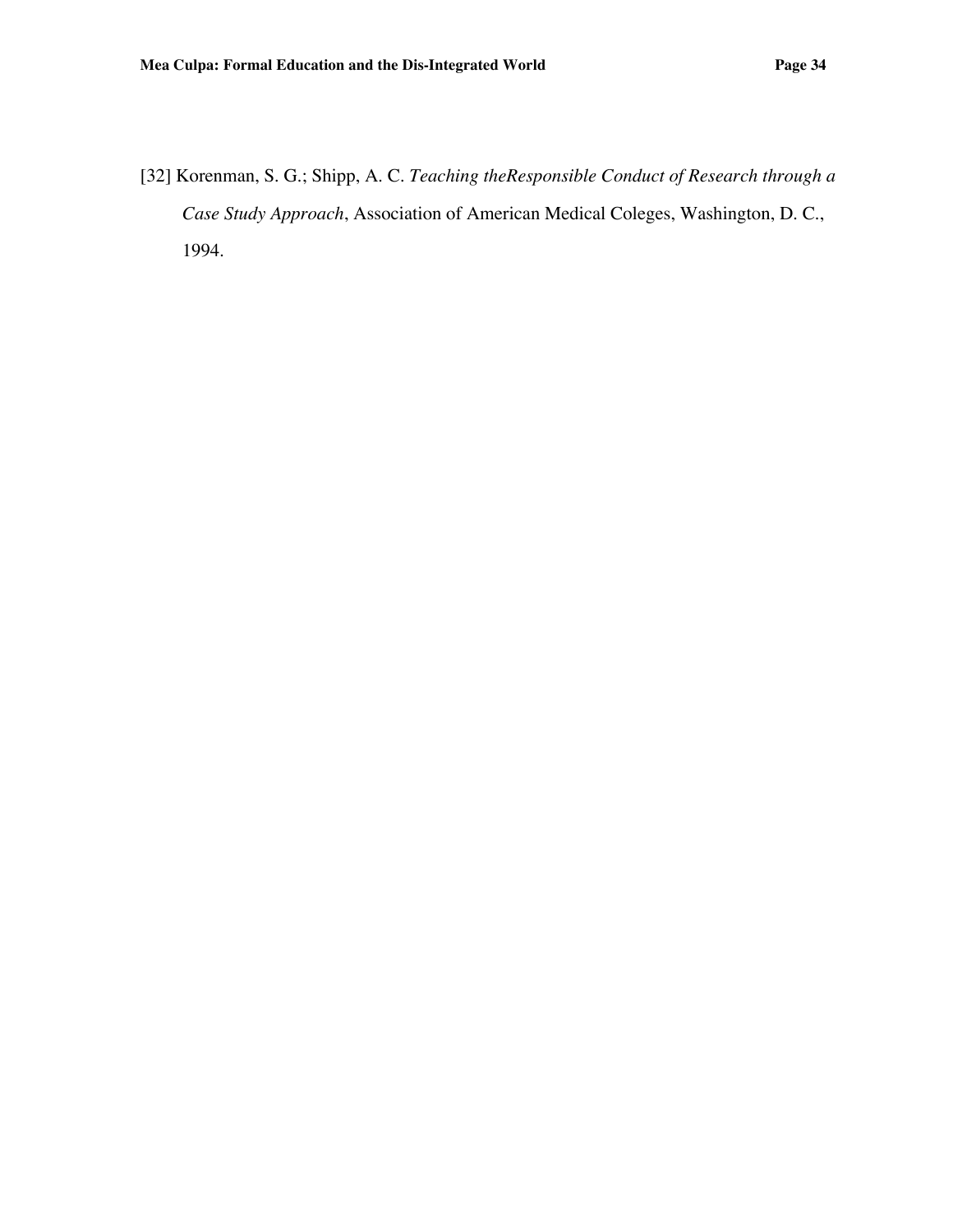[32] Korenman, S. G.; Shipp, A. C. *Teaching theResponsible Conduct of Research through a Case Study Approach*, Association of American Medical Coleges, Washington, D. C., 1994.